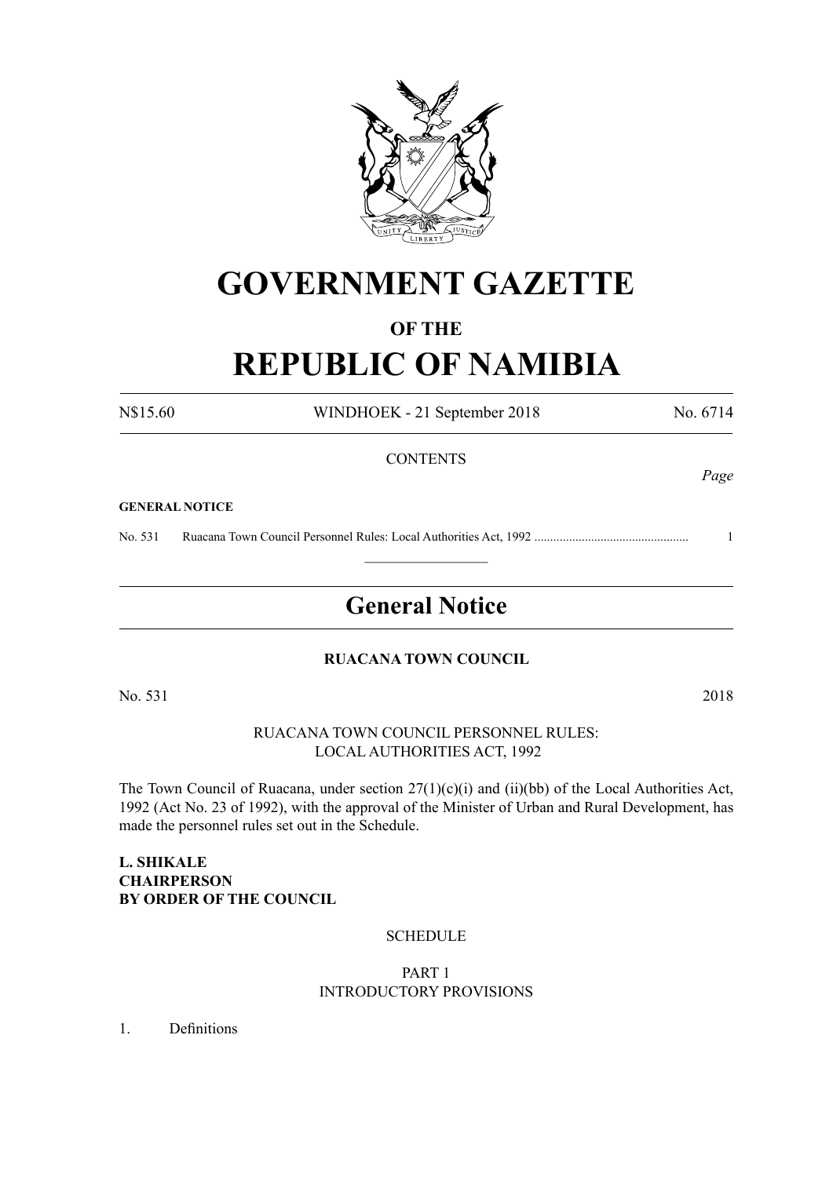# GOVERNMENT GAZETTE

## OF THE

# REPUBLIC OF NAMIBIA

N$15.60 WINDHOEK - 21 September 2018 No. 6714

CONTENTS

*Page*

**GENERAL NOTICE**

No. 531 Ruacana Town Council Personnel Rules: Local Authorities Act, 1992 ................................................ 1

---

## General Notice

**RUACANA TOWN COUNCIL**

No. 531 2018

RUACANA TOWN COUNCIL PERSONNEL RULES:
LOCAL AUTHORITIES ACT, 1992

The Town Council of Ruacana, under section 27(1)(c)(i) and (ii)(bb) of the Local Authorities Act, 1992 (Act No. 23 of 1992), with the approval of the Minister of Urban and Rural Development, has made the personnel rules set out in the Schedule.

**L. SHIKALE**
**CHAIRPERSON**
**BY ORDER OF THE COUNCIL**

SCHEDULE

PART 1
INTRODUCTORY PROVISIONS

1. Definitions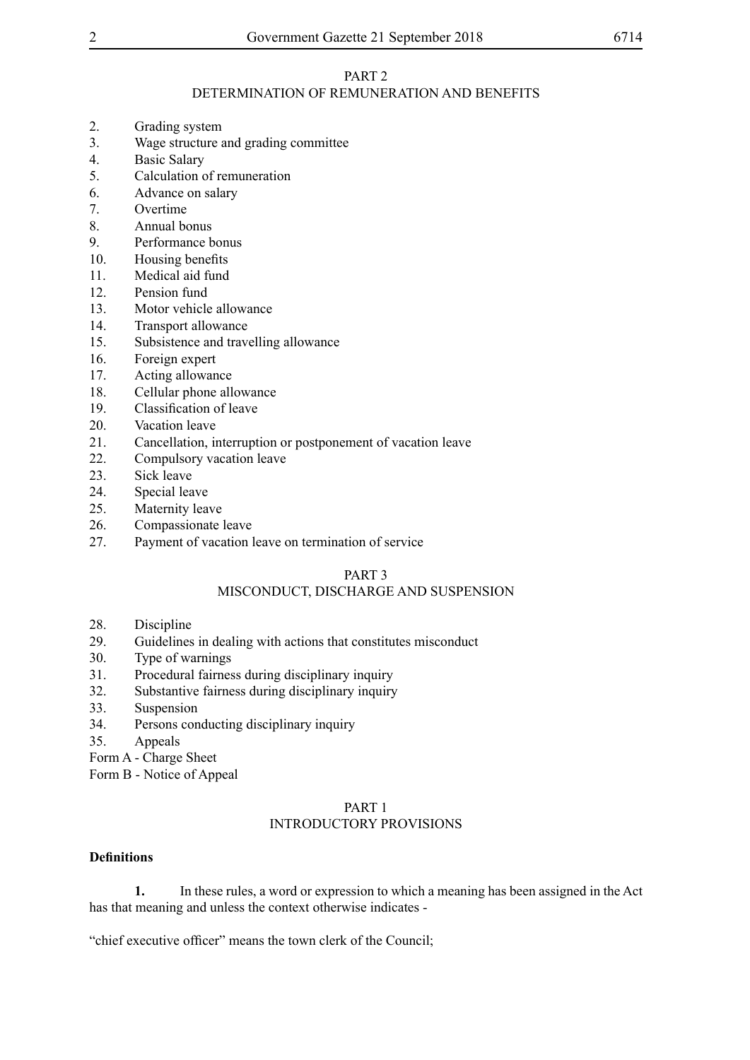PART 2
DETERMINATION OF REMUNERATION AND BENEFITS

2. Grading system
3. Wage structure and grading committee
4. Basic Salary
5. Calculation of remuneration
6. Advance on salary
7. Overtime
8. Annual bonus
9. Performance bonus
10. Housing benefits
11. Medical aid fund
12. Pension fund
13. Motor vehicle allowance
14. Transport allowance
15. Subsistence and travelling allowance
16. Foreign expert
17. Acting allowance
18. Cellular phone allowance
19. Classification of leave
20. Vacation leave
21. Cancellation, interruption or postponement of vacation leave
22. Compulsory vacation leave
23. Sick leave
24. Special leave
25. Maternity leave
26. Compassionate leave
27. Payment of vacation leave on termination of service

PART 3
MISCONDUCT, DISCHARGE AND SUSPENSION

28. Discipline
29. Guidelines in dealing with actions that constitutes misconduct
30. Type of warnings
31. Procedural fairness during disciplinary inquiry
32. Substantive fairness during disciplinary inquiry
33. Suspension
34. Persons conducting disciplinary inquiry
35. Appeals

Form A - Charge Sheet

Form B - Notice of Appeal

PART 1
INTRODUCTORY PROVISIONS

**Definitions**

**1.** In these rules, a word or expression to which a meaning has been assigned in the Act has that meaning and unless the context otherwise indicates -

"chief executive officer" means the town clerk of the Council;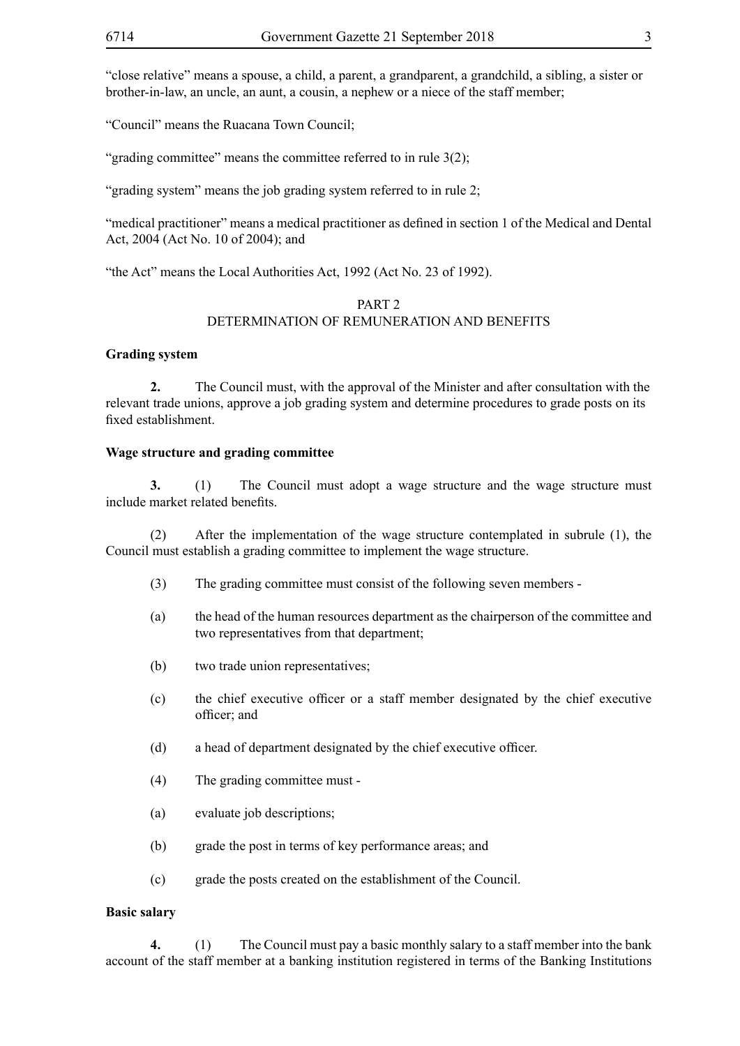"close relative" means a spouse, a child, a parent, a grandparent, a grandchild, a sibling, a sister or brother-in-law, an uncle, an aunt, a cousin, a nephew or a niece of the staff member;

"Council" means the Ruacana Town Council;

"grading committee" means the committee referred to in rule 3(2);

"grading system" means the job grading system referred to in rule 2;

"medical practitioner" means a medical practitioner as defined in section 1 of the Medical and Dental Act, 2004 (Act No. 10 of 2004); and

"the Act" means the Local Authorities Act, 1992 (Act No. 23 of 1992).

## PART 2
## DETERMINATION OF REMUNERATION AND BENEFITS

**Grading system**

**2.** The Council must, with the approval of the Minister and after consultation with the relevant trade unions, approve a job grading system and determine procedures to grade posts on its fixed establishment.

**Wage structure and grading committee**

**3.** (1) The Council must adopt a wage structure and the wage structure must include market related benefits.

(2) After the implementation of the wage structure contemplated in subrule (1), the Council must establish a grading committee to implement the wage structure.

(3) The grading committee must consist of the following seven members -

(a) the head of the human resources department as the chairperson of the committee and two representatives from that department;

(b) two trade union representatives;

(c) the chief executive officer or a staff member designated by the chief executive officer; and

(d) a head of department designated by the chief executive officer.

(4) The grading committee must -

(a) evaluate job descriptions;

(b) grade the post in terms of key performance areas; and

(c) grade the posts created on the establishment of the Council.

**Basic salary**

**4.** (1) The Council must pay a basic monthly salary to a staff member into the bank account of the staff member at a banking institution registered in terms of the Banking Institutions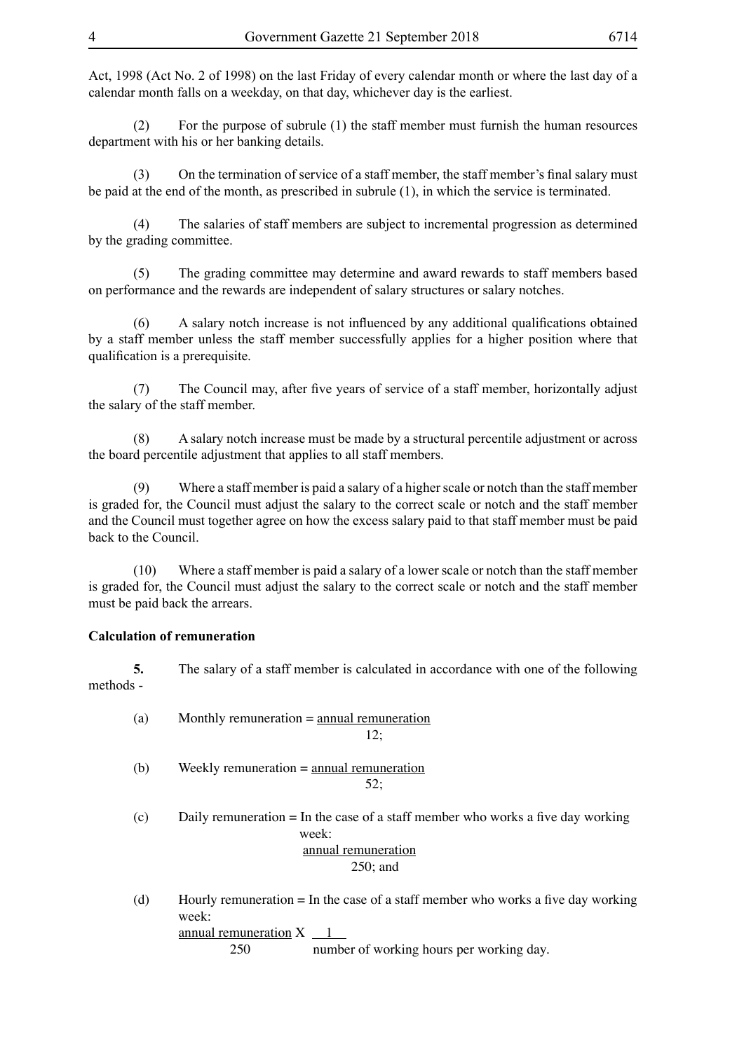Act, 1998 (Act No. 2 of 1998) on the last Friday of every calendar month or where the last day of a calendar month falls on a weekday, on that day, whichever day is the earliest.

(2) For the purpose of subrule (1) the staff member must furnish the human resources department with his or her banking details.

(3) On the termination of service of a staff member, the staff member's final salary must be paid at the end of the month, as prescribed in subrule (1), in which the service is terminated.

(4) The salaries of staff members are subject to incremental progression as determined by the grading committee.

(5) The grading committee may determine and award rewards to staff members based on performance and the rewards are independent of salary structures or salary notches.

(6) A salary notch increase is not influenced by any additional qualifications obtained by a staff member unless the staff member successfully applies for a higher position where that qualification is a prerequisite.

(7) The Council may, after five years of service of a staff member, horizontally adjust the salary of the staff member.

(8) A salary notch increase must be made by a structural percentile adjustment or across the board percentile adjustment that applies to all staff members.

(9) Where a staff member is paid a salary of a higher scale or notch than the staff member is graded for, the Council must adjust the salary to the correct scale or notch and the staff member and the Council must together agree on how the excess salary paid to that staff member must be paid back to the Council.

(10) Where a staff member is paid a salary of a lower scale or notch than the staff member is graded for, the Council must adjust the salary to the correct scale or notch and the staff member must be paid back the arrears.

**Calculation of remuneration**

**5.** The salary of a staff member is calculated in accordance with one of the following methods -

(a) Monthly remuneration = $\frac{\text{annual remuneration}}{12}$;

(b) Weekly remuneration = $\frac{\text{annual remuneration}}{52}$;

(c) Daily remuneration = In the case of a staff member who works a five day working week:
$\frac{\text{annual remuneration}}{250}$; and

(d) Hourly remuneration = In the case of a staff member who works a five day working week:
$\frac{\text{annual remuneration}}{250} \times \frac{1}{\text{number of working hours per working day}}$.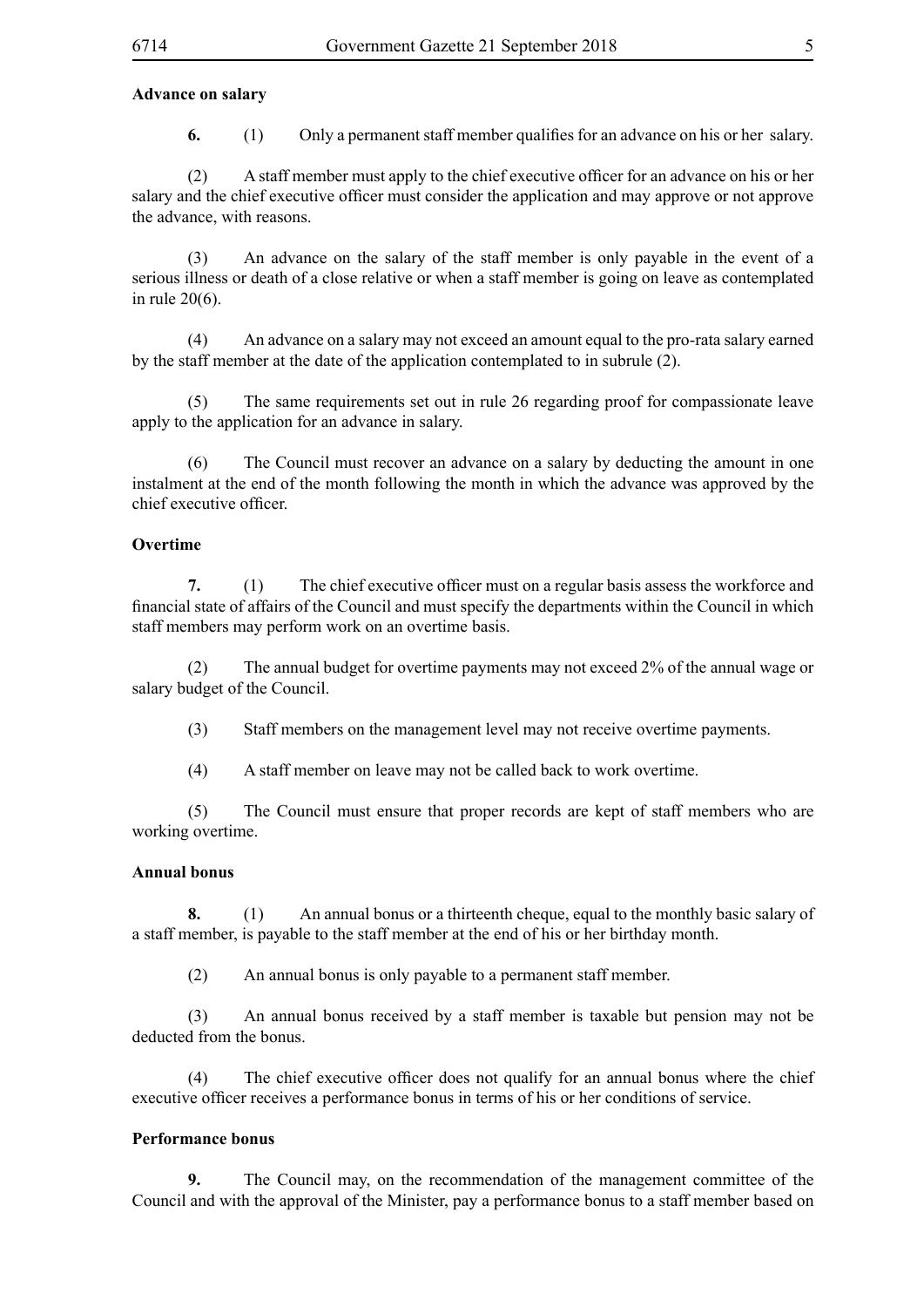**Advance on salary**

**6.** (1) Only a permanent staff member qualifies for an advance on his or her salary.

(2) A staff member must apply to the chief executive officer for an advance on his or her salary and the chief executive officer must consider the application and may approve or not approve the advance, with reasons.

(3) An advance on the salary of the staff member is only payable in the event of a serious illness or death of a close relative or when a staff member is going on leave as contemplated in rule 20(6).

(4) An advance on a salary may not exceed an amount equal to the pro-rata salary earned by the staff member at the date of the application contemplated to in subrule (2).

(5) The same requirements set out in rule 26 regarding proof for compassionate leave apply to the application for an advance in salary.

(6) The Council must recover an advance on a salary by deducting the amount in one instalment at the end of the month following the month in which the advance was approved by the chief executive officer.

**Overtime**

**7.** (1) The chief executive officer must on a regular basis assess the workforce and financial state of affairs of the Council and must specify the departments within the Council in which staff members may perform work on an overtime basis.

(2) The annual budget for overtime payments may not exceed 2% of the annual wage or salary budget of the Council.

(3) Staff members on the management level may not receive overtime payments.

(4) A staff member on leave may not be called back to work overtime.

(5) The Council must ensure that proper records are kept of staff members who are working overtime.

**Annual bonus**

**8.** (1) An annual bonus or a thirteenth cheque, equal to the monthly basic salary of a staff member, is payable to the staff member at the end of his or her birthday month.

(2) An annual bonus is only payable to a permanent staff member.

(3) An annual bonus received by a staff member is taxable but pension may not be deducted from the bonus.

(4) The chief executive officer does not qualify for an annual bonus where the chief executive officer receives a performance bonus in terms of his or her conditions of service.

**Performance bonus**

**9.** The Council may, on the recommendation of the management committee of the Council and with the approval of the Minister, pay a performance bonus to a staff member based on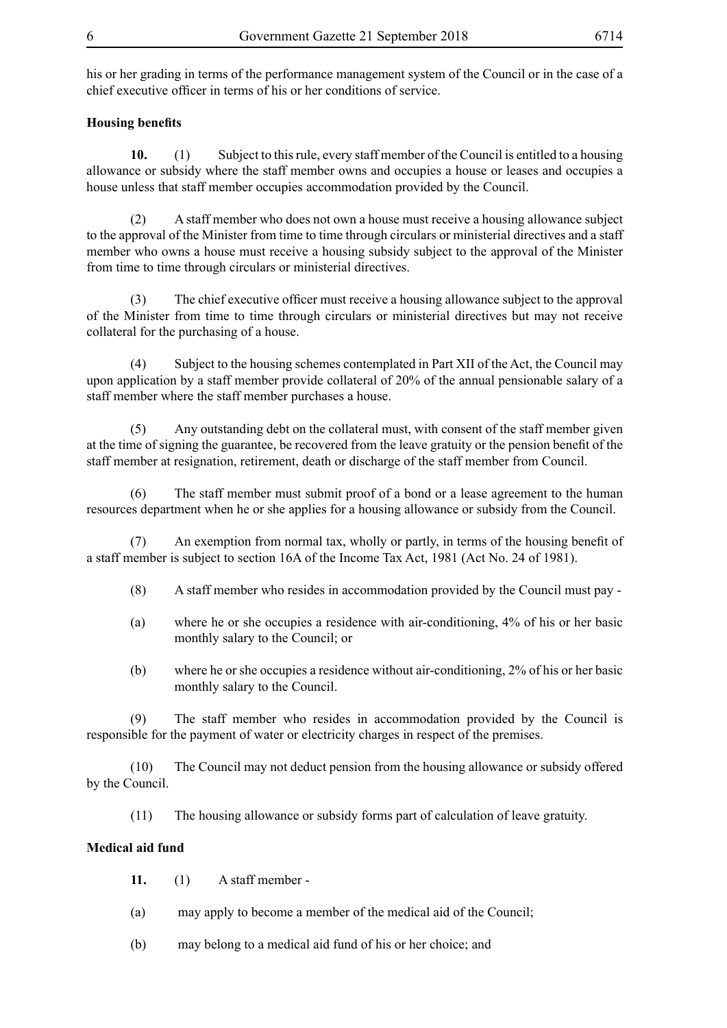his or her grading in terms of the performance management system of the Council or in the case of a chief executive officer in terms of his or her conditions of service.

**Housing benefits**

**10.** (1) Subject to this rule, every staff member of the Council is entitled to a housing allowance or subsidy where the staff member owns and occupies a house or leases and occupies a house unless that staff member occupies accommodation provided by the Council.

(2) A staff member who does not own a house must receive a housing allowance subject to the approval of the Minister from time to time through circulars or ministerial directives and a staff member who owns a house must receive a housing subsidy subject to the approval of the Minister from time to time through circulars or ministerial directives.

(3) The chief executive officer must receive a housing allowance subject to the approval of the Minister from time to time through circulars or ministerial directives but may not receive collateral for the purchasing of a house.

(4) Subject to the housing schemes contemplated in Part XII of the Act, the Council may upon application by a staff member provide collateral of 20% of the annual pensionable salary of a staff member where the staff member purchases a house.

(5) Any outstanding debt on the collateral must, with consent of the staff member given at the time of signing the guarantee, be recovered from the leave gratuity or the pension benefit of the staff member at resignation, retirement, death or discharge of the staff member from Council.

(6) The staff member must submit proof of a bond or a lease agreement to the human resources department when he or she applies for a housing allowance or subsidy from the Council.

(7) An exemption from normal tax, wholly or partly, in terms of the housing benefit of a staff member is subject to section 16A of the Income Tax Act, 1981 (Act No. 24 of 1981).

(8) A staff member who resides in accommodation provided by the Council must pay -

(a) where he or she occupies a residence with air-conditioning, 4% of his or her basic monthly salary to the Council; or

(b) where he or she occupies a residence without air-conditioning, 2% of his or her basic monthly salary to the Council.

(9) The staff member who resides in accommodation provided by the Council is responsible for the payment of water or electricity charges in respect of the premises.

(10) The Council may not deduct pension from the housing allowance or subsidy offered by the Council.

(11) The housing allowance or subsidy forms part of calculation of leave gratuity.

**Medical aid fund**

**11.** (1) A staff member -

(a) may apply to become a member of the medical aid of the Council;

(b) may belong to a medical aid fund of his or her choice; and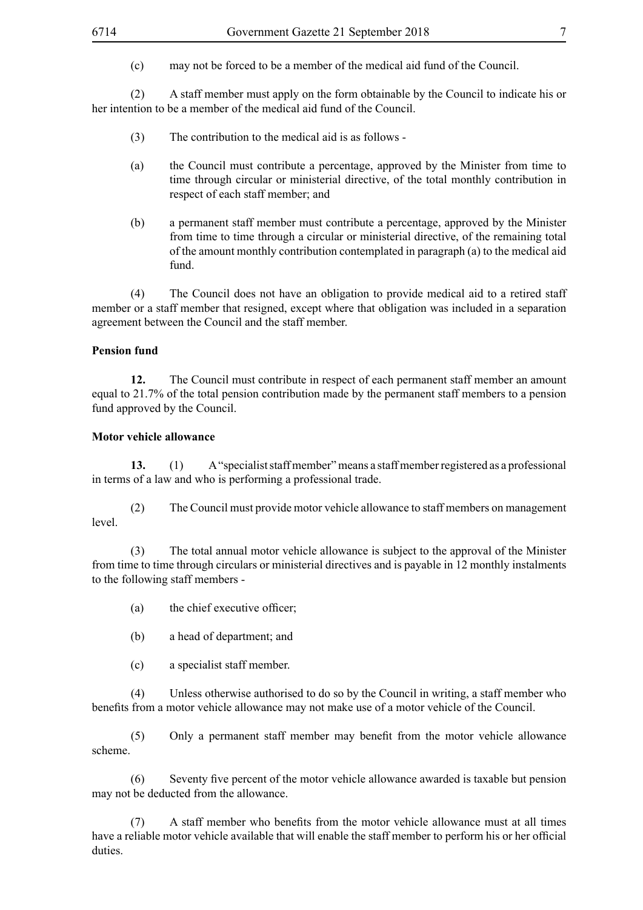(c) may not be forced to be a member of the medical aid fund of the Council.

(2) A staff member must apply on the form obtainable by the Council to indicate his or her intention to be a member of the medical aid fund of the Council.

(3) The contribution to the medical aid is as follows -

(a) the Council must contribute a percentage, approved by the Minister from time to time through circular or ministerial directive, of the total monthly contribution in respect of each staff member; and

(b) a permanent staff member must contribute a percentage, approved by the Minister from time to time through a circular or ministerial directive, of the remaining total of the amount monthly contribution contemplated in paragraph (a) to the medical aid fund.

(4) The Council does not have an obligation to provide medical aid to a retired staff member or a staff member that resigned, except where that obligation was included in a separation agreement between the Council and the staff member.

**Pension fund**

**12.** The Council must contribute in respect of each permanent staff member an amount equal to 21.7% of the total pension contribution made by the permanent staff members to a pension fund approved by the Council.

**Motor vehicle allowance**

**13.** (1) A "specialist staff member" means a staff member registered as a professional in terms of a law and who is performing a professional trade.

(2) The Council must provide motor vehicle allowance to staff members on management level.

(3) The total annual motor vehicle allowance is subject to the approval of the Minister from time to time through circulars or ministerial directives and is payable in 12 monthly instalments to the following staff members -

(a) the chief executive officer;

(b) a head of department; and

(c) a specialist staff member.

(4) Unless otherwise authorised to do so by the Council in writing, a staff member who benefits from a motor vehicle allowance may not make use of a motor vehicle of the Council.

(5) Only a permanent staff member may benefit from the motor vehicle allowance scheme.

(6) Seventy five percent of the motor vehicle allowance awarded is taxable but pension may not be deducted from the allowance.

(7) A staff member who benefits from the motor vehicle allowance must at all times have a reliable motor vehicle available that will enable the staff member to perform his or her official duties.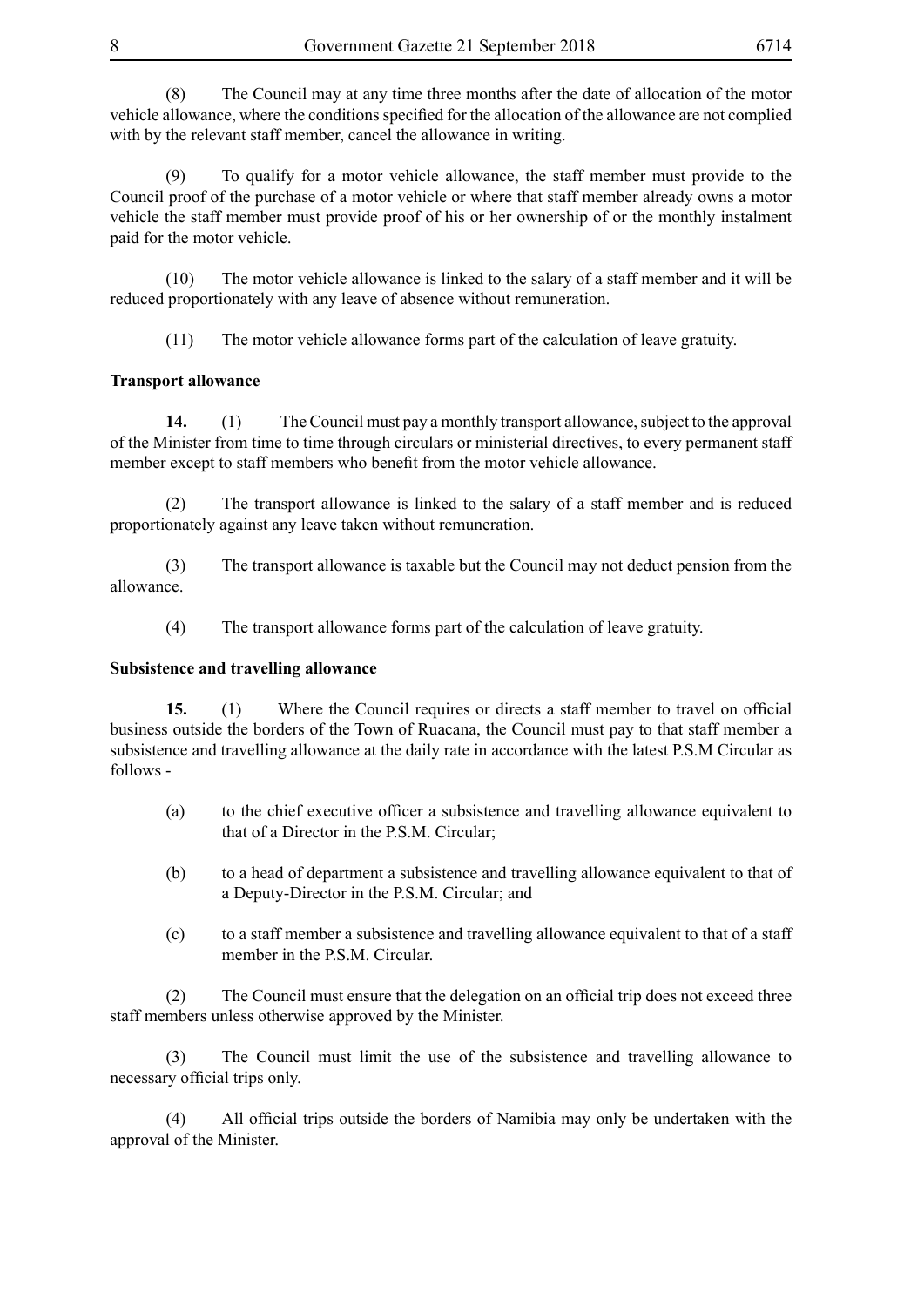(8) The Council may at any time three months after the date of allocation of the motor vehicle allowance, where the conditions specified for the allocation of the allowance are not complied with by the relevant staff member, cancel the allowance in writing.

(9) To qualify for a motor vehicle allowance, the staff member must provide to the Council proof of the purchase of a motor vehicle or where that staff member already owns a motor vehicle the staff member must provide proof of his or her ownership of or the monthly instalment paid for the motor vehicle.

(10) The motor vehicle allowance is linked to the salary of a staff member and it will be reduced proportionately with any leave of absence without remuneration.

(11) The motor vehicle allowance forms part of the calculation of leave gratuity.

**Transport allowance**

**14.** (1) The Council must pay a monthly transport allowance, subject to the approval of the Minister from time to time through circulars or ministerial directives, to every permanent staff member except to staff members who benefit from the motor vehicle allowance.

(2) The transport allowance is linked to the salary of a staff member and is reduced proportionately against any leave taken without remuneration.

(3) The transport allowance is taxable but the Council may not deduct pension from the allowance.

(4) The transport allowance forms part of the calculation of leave gratuity.

**Subsistence and travelling allowance**

**15.** (1) Where the Council requires or directs a staff member to travel on official business outside the borders of the Town of Ruacana, the Council must pay to that staff member a subsistence and travelling allowance at the daily rate in accordance with the latest P.S.M Circular as follows -

(a) to the chief executive officer a subsistence and travelling allowance equivalent to that of a Director in the P.S.M. Circular;

(b) to a head of department a subsistence and travelling allowance equivalent to that of a Deputy-Director in the P.S.M. Circular; and

(c) to a staff member a subsistence and travelling allowance equivalent to that of a staff member in the P.S.M. Circular.

(2) The Council must ensure that the delegation on an official trip does not exceed three staff members unless otherwise approved by the Minister.

(3) The Council must limit the use of the subsistence and travelling allowance to necessary official trips only.

(4) All official trips outside the borders of Namibia may only be undertaken with the approval of the Minister.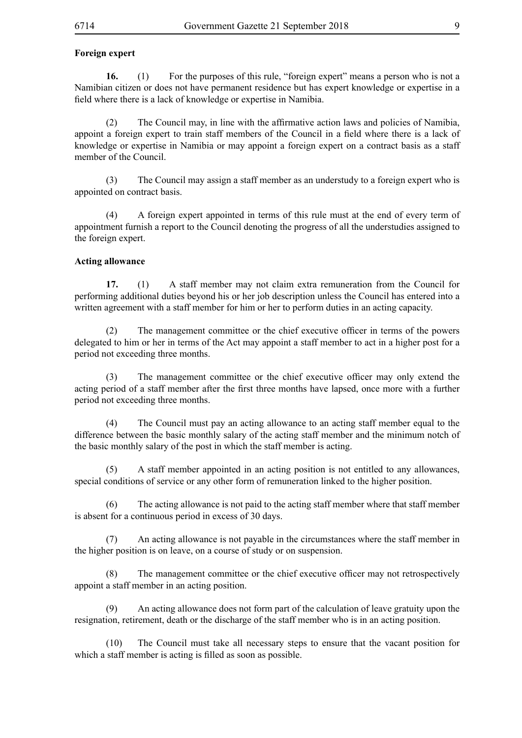**Foreign expert**

**16.** (1) For the purposes of this rule, "foreign expert" means a person who is not a Namibian citizen or does not have permanent residence but has expert knowledge or expertise in a field where there is a lack of knowledge or expertise in Namibia.

(2) The Council may, in line with the affirmative action laws and policies of Namibia, appoint a foreign expert to train staff members of the Council in a field where there is a lack of knowledge or expertise in Namibia or may appoint a foreign expert on a contract basis as a staff member of the Council.

(3) The Council may assign a staff member as an understudy to a foreign expert who is appointed on contract basis.

(4) A foreign expert appointed in terms of this rule must at the end of every term of appointment furnish a report to the Council denoting the progress of all the understudies assigned to the foreign expert.

**Acting allowance**

**17.** (1) A staff member may not claim extra remuneration from the Council for performing additional duties beyond his or her job description unless the Council has entered into a written agreement with a staff member for him or her to perform duties in an acting capacity.

(2) The management committee or the chief executive officer in terms of the powers delegated to him or her in terms of the Act may appoint a staff member to act in a higher post for a period not exceeding three months.

(3) The management committee or the chief executive officer may only extend the acting period of a staff member after the first three months have lapsed, once more with a further period not exceeding three months.

(4) The Council must pay an acting allowance to an acting staff member equal to the difference between the basic monthly salary of the acting staff member and the minimum notch of the basic monthly salary of the post in which the staff member is acting.

(5) A staff member appointed in an acting position is not entitled to any allowances, special conditions of service or any other form of remuneration linked to the higher position.

(6) The acting allowance is not paid to the acting staff member where that staff member is absent for a continuous period in excess of 30 days.

(7) An acting allowance is not payable in the circumstances where the staff member in the higher position is on leave, on a course of study or on suspension.

(8) The management committee or the chief executive officer may not retrospectively appoint a staff member in an acting position.

(9) An acting allowance does not form part of the calculation of leave gratuity upon the resignation, retirement, death or the discharge of the staff member who is in an acting position.

(10) The Council must take all necessary steps to ensure that the vacant position for which a staff member is acting is filled as soon as possible.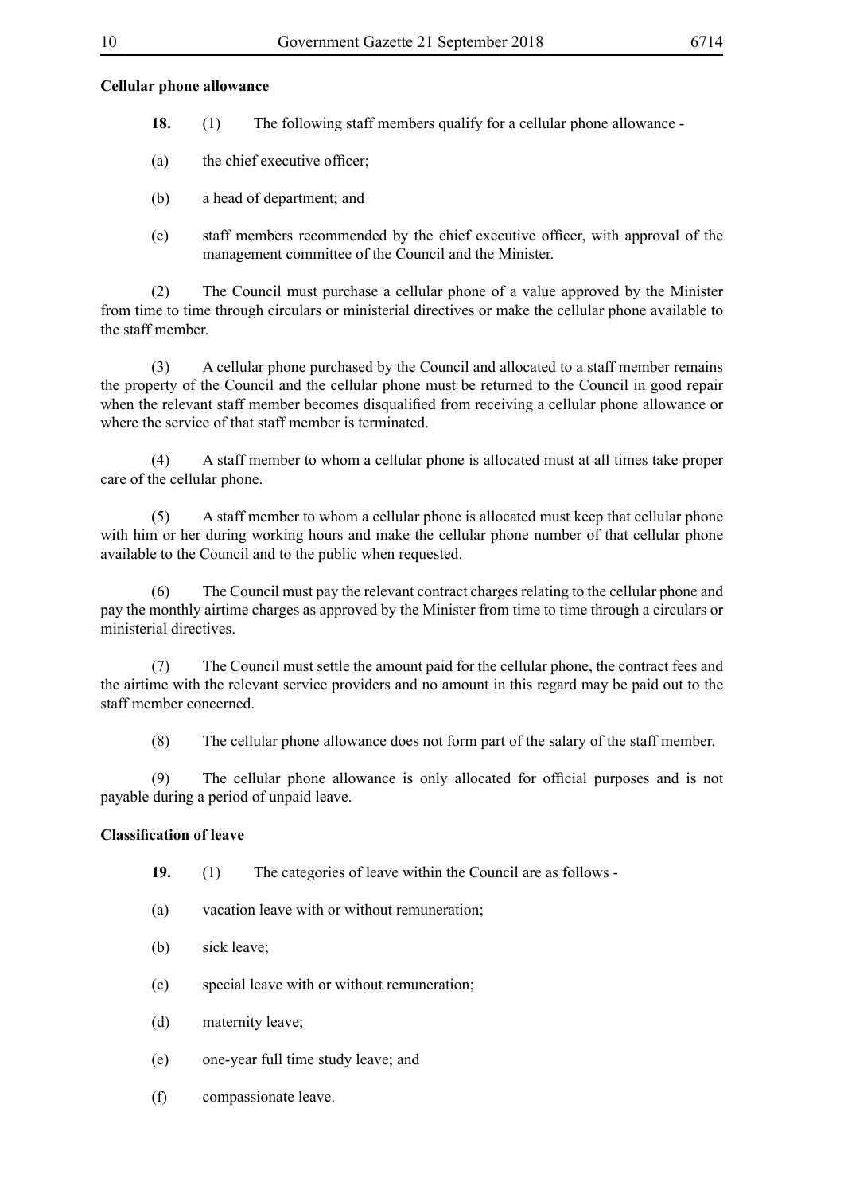**Cellular phone allowance**

**18.** (1) The following staff members qualify for a cellular phone allowance -

(a) the chief executive officer;

(b) a head of department; and

(c) staff members recommended by the chief executive officer, with approval of the management committee of the Council and the Minister.

(2) The Council must purchase a cellular phone of a value approved by the Minister from time to time through circulars or ministerial directives or make the cellular phone available to the staff member.

(3) A cellular phone purchased by the Council and allocated to a staff member remains the property of the Council and the cellular phone must be returned to the Council in good repair when the relevant staff member becomes disqualified from receiving a cellular phone allowance or where the service of that staff member is terminated.

(4) A staff member to whom a cellular phone is allocated must at all times take proper care of the cellular phone.

(5) A staff member to whom a cellular phone is allocated must keep that cellular phone with him or her during working hours and make the cellular phone number of that cellular phone available to the Council and to the public when requested.

(6) The Council must pay the relevant contract charges relating to the cellular phone and pay the monthly airtime charges as approved by the Minister from time to time through a circulars or ministerial directives.

(7) The Council must settle the amount paid for the cellular phone, the contract fees and the airtime with the relevant service providers and no amount in this regard may be paid out to the staff member concerned.

(8) The cellular phone allowance does not form part of the salary of the staff member.

(9) The cellular phone allowance is only allocated for official purposes and is not payable during a period of unpaid leave.

**Classification of leave**

**19.** (1) The categories of leave within the Council are as follows -

(a) vacation leave with or without remuneration;

(b) sick leave;

(c) special leave with or without remuneration;

(d) maternity leave;

(e) one-year full time study leave; and

(f) compassionate leave.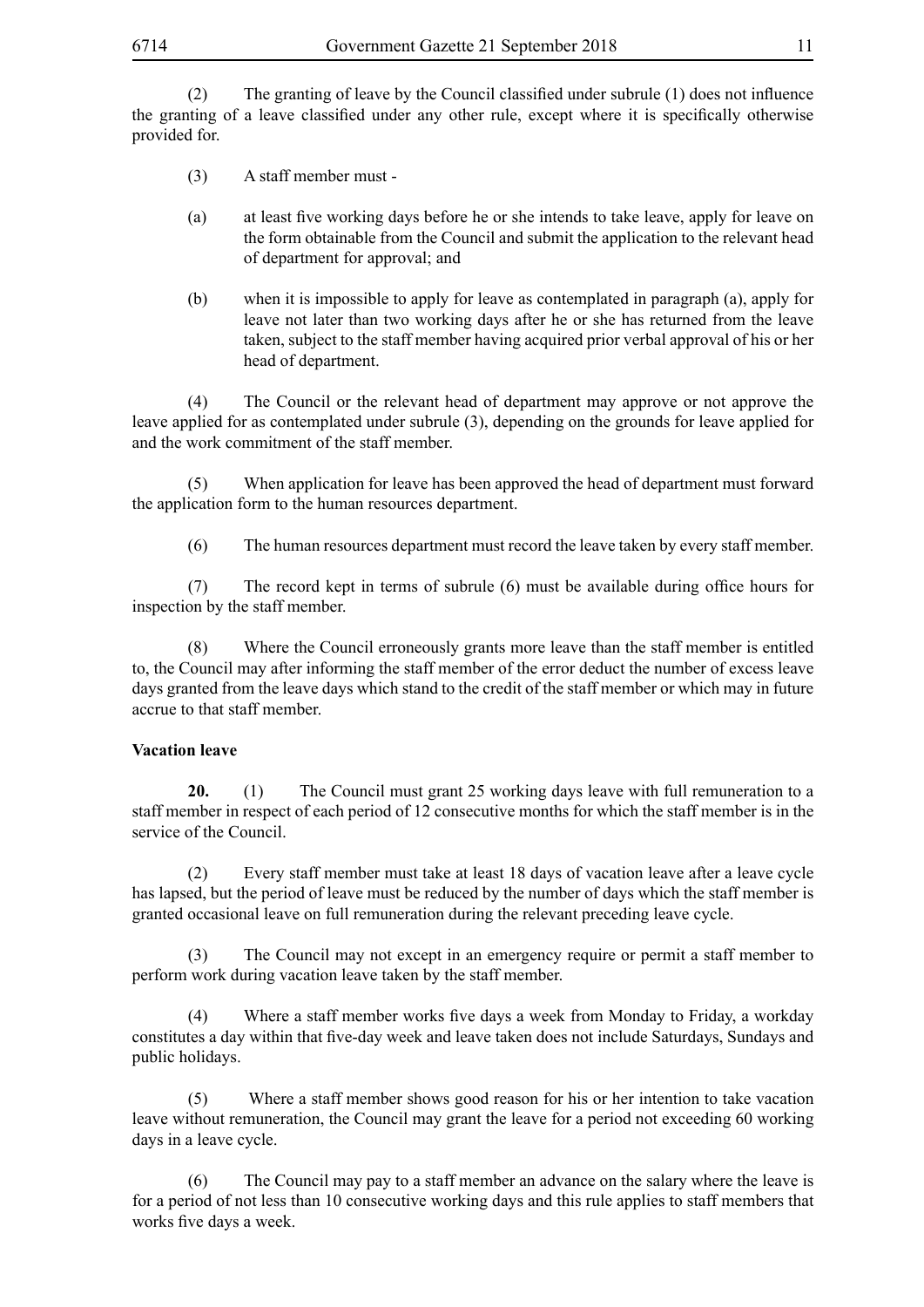(2) The granting of leave by the Council classified under subrule (1) does not influence the granting of a leave classified under any other rule, except where it is specifically otherwise provided for.

(3) A staff member must -

(a) at least five working days before he or she intends to take leave, apply for leave on the form obtainable from the Council and submit the application to the relevant head of department for approval; and

(b) when it is impossible to apply for leave as contemplated in paragraph (a), apply for leave not later than two working days after he or she has returned from the leave taken, subject to the staff member having acquired prior verbal approval of his or her head of department.

(4) The Council or the relevant head of department may approve or not approve the leave applied for as contemplated under subrule (3), depending on the grounds for leave applied for and the work commitment of the staff member.

(5) When application for leave has been approved the head of department must forward the application form to the human resources department.

(6) The human resources department must record the leave taken by every staff member.

(7) The record kept in terms of subrule (6) must be available during office hours for inspection by the staff member.

(8) Where the Council erroneously grants more leave than the staff member is entitled to, the Council may after informing the staff member of the error deduct the number of excess leave days granted from the leave days which stand to the credit of the staff member or which may in future accrue to that staff member.

**Vacation leave**

**20.** (1) The Council must grant 25 working days leave with full remuneration to a staff member in respect of each period of 12 consecutive months for which the staff member is in the service of the Council.

(2) Every staff member must take at least 18 days of vacation leave after a leave cycle has lapsed, but the period of leave must be reduced by the number of days which the staff member is granted occasional leave on full remuneration during the relevant preceding leave cycle.

(3) The Council may not except in an emergency require or permit a staff member to perform work during vacation leave taken by the staff member.

(4) Where a staff member works five days a week from Monday to Friday, a workday constitutes a day within that five-day week and leave taken does not include Saturdays, Sundays and public holidays.

(5) Where a staff member shows good reason for his or her intention to take vacation leave without remuneration, the Council may grant the leave for a period not exceeding 60 working days in a leave cycle.

(6) The Council may pay to a staff member an advance on the salary where the leave is for a period of not less than 10 consecutive working days and this rule applies to staff members that works five days a week.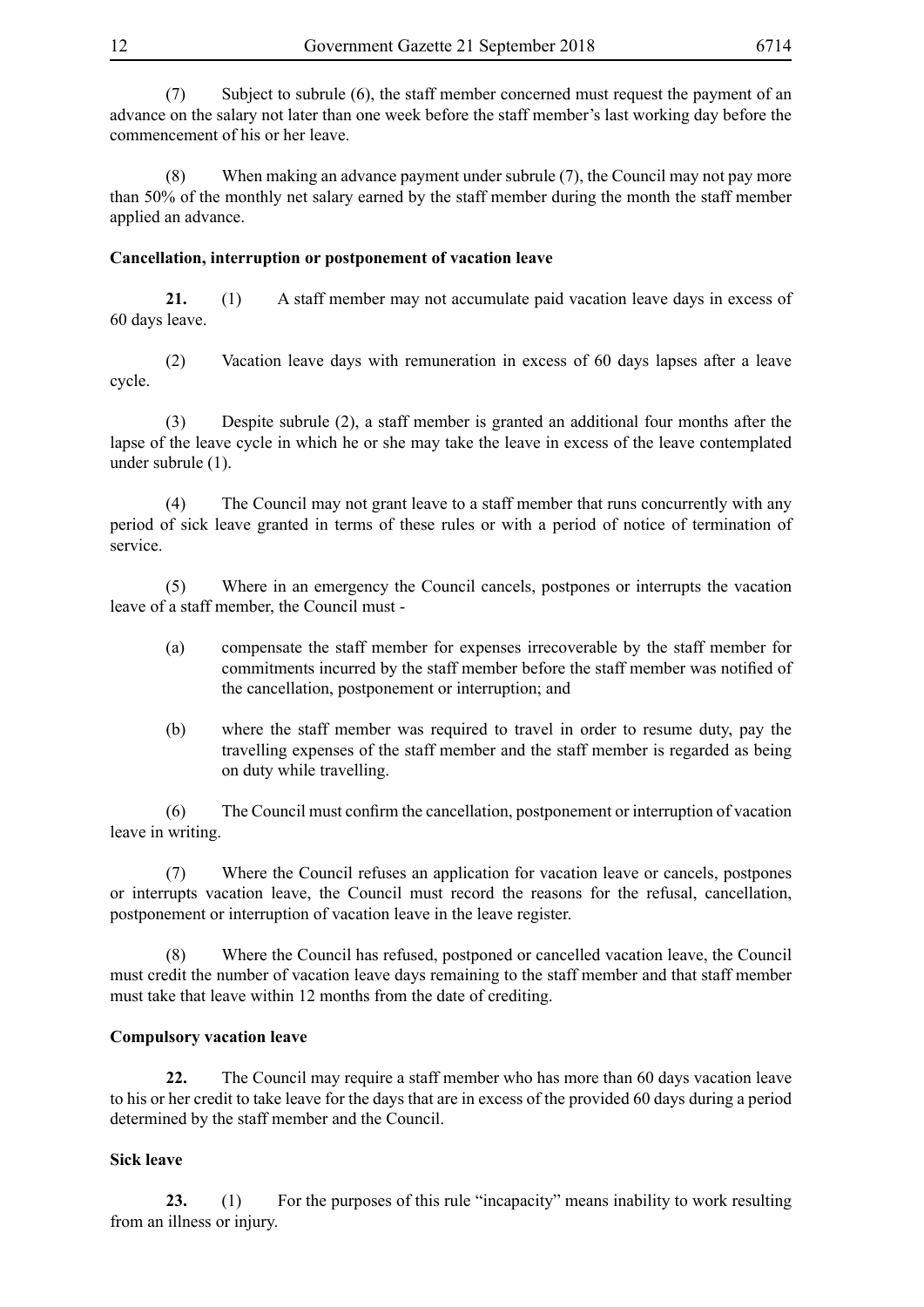(7) Subject to subrule (6), the staff member concerned must request the payment of an advance on the salary not later than one week before the staff member's last working day before the commencement of his or her leave.

(8) When making an advance payment under subrule (7), the Council may not pay more than 50% of the monthly net salary earned by the staff member during the month the staff member applied an advance.

**Cancellation, interruption or postponement of vacation leave**

**21.** (1) A staff member may not accumulate paid vacation leave days in excess of 60 days leave.

(2) Vacation leave days with remuneration in excess of 60 days lapses after a leave cycle.

(3) Despite subrule (2), a staff member is granted an additional four months after the lapse of the leave cycle in which he or she may take the leave in excess of the leave contemplated under subrule (1).

(4) The Council may not grant leave to a staff member that runs concurrently with any period of sick leave granted in terms of these rules or with a period of notice of termination of service.

(5) Where in an emergency the Council cancels, postpones or interrupts the vacation leave of a staff member, the Council must -

(a) compensate the staff member for expenses irrecoverable by the staff member for commitments incurred by the staff member before the staff member was notified of the cancellation, postponement or interruption; and

(b) where the staff member was required to travel in order to resume duty, pay the travelling expenses of the staff member and the staff member is regarded as being on duty while travelling.

(6) The Council must confirm the cancellation, postponement or interruption of vacation leave in writing.

(7) Where the Council refuses an application for vacation leave or cancels, postpones or interrupts vacation leave, the Council must record the reasons for the refusal, cancellation, postponement or interruption of vacation leave in the leave register.

(8) Where the Council has refused, postponed or cancelled vacation leave, the Council must credit the number of vacation leave days remaining to the staff member and that staff member must take that leave within 12 months from the date of crediting.

**Compulsory vacation leave**

**22.** The Council may require a staff member who has more than 60 days vacation leave to his or her credit to take leave for the days that are in excess of the provided 60 days during a period determined by the staff member and the Council.

**Sick leave**

**23.** (1) For the purposes of this rule "incapacity" means inability to work resulting from an illness or injury.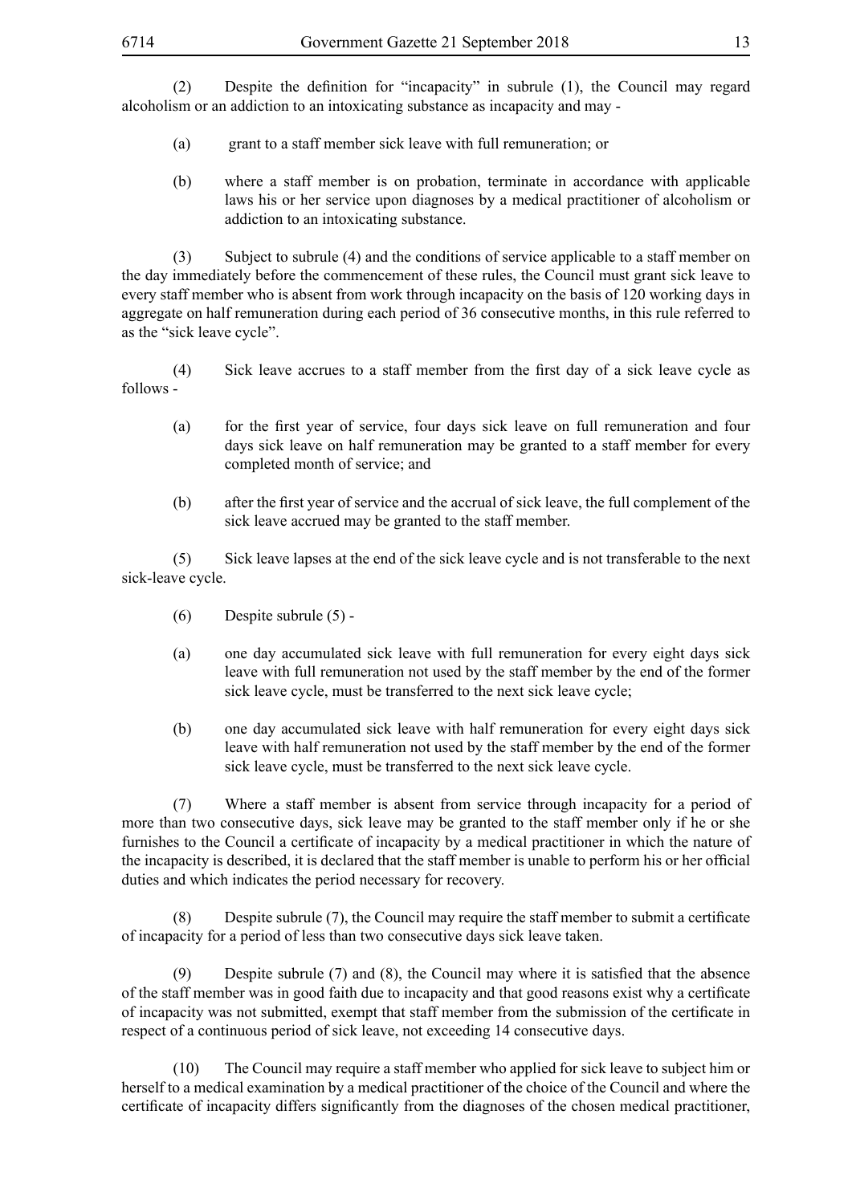(2) Despite the definition for "incapacity" in subrule (1), the Council may regard alcoholism or an addiction to an intoxicating substance as incapacity and may -

(a) grant to a staff member sick leave with full remuneration; or

(b) where a staff member is on probation, terminate in accordance with applicable laws his or her service upon diagnoses by a medical practitioner of alcoholism or addiction to an intoxicating substance.

(3) Subject to subrule (4) and the conditions of service applicable to a staff member on the day immediately before the commencement of these rules, the Council must grant sick leave to every staff member who is absent from work through incapacity on the basis of 120 working days in aggregate on half remuneration during each period of 36 consecutive months, in this rule referred to as the "sick leave cycle".

(4) Sick leave accrues to a staff member from the first day of a sick leave cycle as follows -

(a) for the first year of service, four days sick leave on full remuneration and four days sick leave on half remuneration may be granted to a staff member for every completed month of service; and

(b) after the first year of service and the accrual of sick leave, the full complement of the sick leave accrued may be granted to the staff member.

(5) Sick leave lapses at the end of the sick leave cycle and is not transferable to the next sick-leave cycle.

(6) Despite subrule (5) -

(a) one day accumulated sick leave with full remuneration for every eight days sick leave with full remuneration not used by the staff member by the end of the former sick leave cycle, must be transferred to the next sick leave cycle;

(b) one day accumulated sick leave with half remuneration for every eight days sick leave with half remuneration not used by the staff member by the end of the former sick leave cycle, must be transferred to the next sick leave cycle.

(7) Where a staff member is absent from service through incapacity for a period of more than two consecutive days, sick leave may be granted to the staff member only if he or she furnishes to the Council a certificate of incapacity by a medical practitioner in which the nature of the incapacity is described, it is declared that the staff member is unable to perform his or her official duties and which indicates the period necessary for recovery.

(8) Despite subrule (7), the Council may require the staff member to submit a certificate of incapacity for a period of less than two consecutive days sick leave taken.

(9) Despite subrule (7) and (8), the Council may where it is satisfied that the absence of the staff member was in good faith due to incapacity and that good reasons exist why a certificate of incapacity was not submitted, exempt that staff member from the submission of the certificate in respect of a continuous period of sick leave, not exceeding 14 consecutive days.

(10) The Council may require a staff member who applied for sick leave to subject him or herself to a medical examination by a medical practitioner of the choice of the Council and where the certificate of incapacity differs significantly from the diagnoses of the chosen medical practitioner,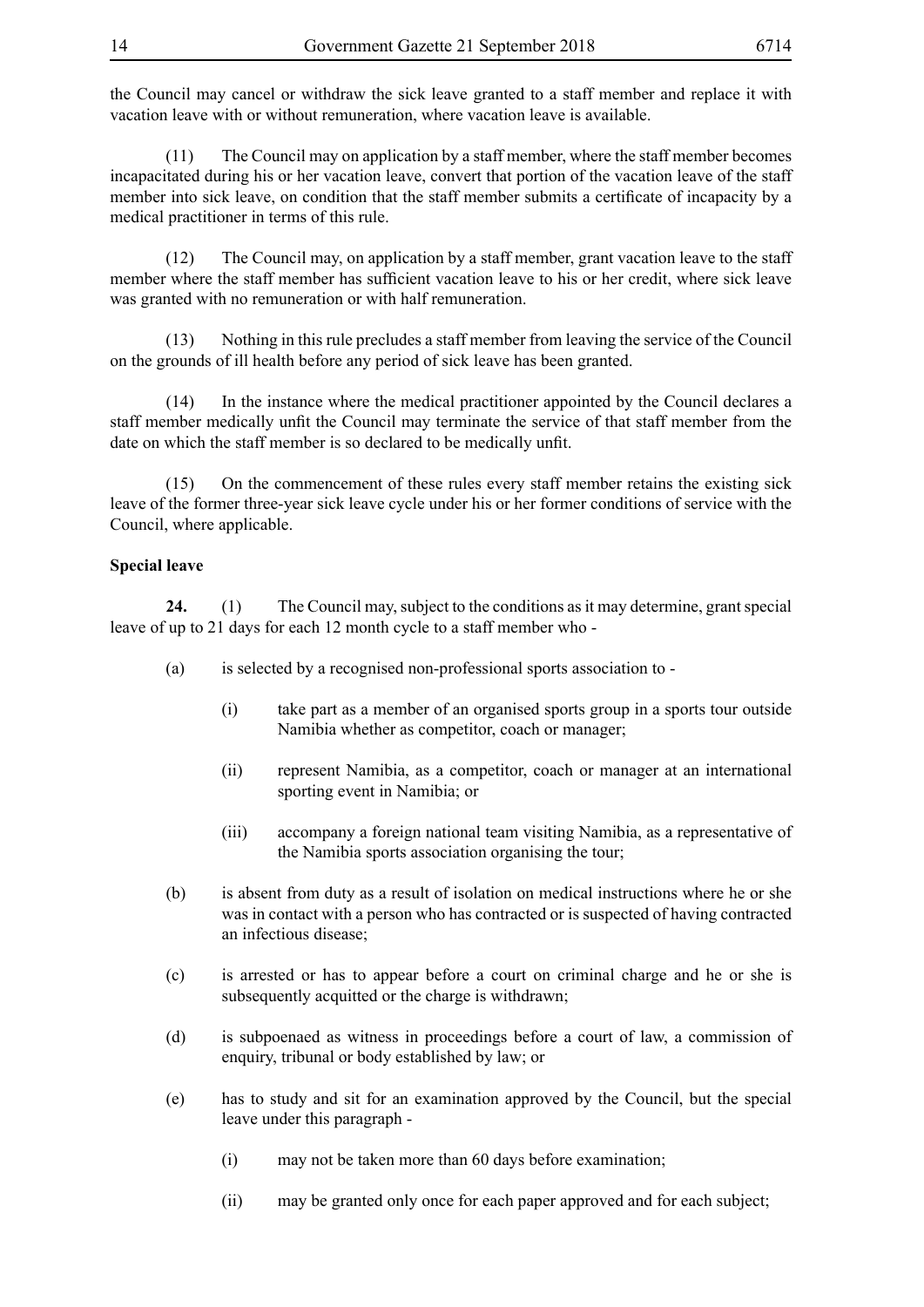the Council may cancel or withdraw the sick leave granted to a staff member and replace it with vacation leave with or without remuneration, where vacation leave is available.

(11) The Council may on application by a staff member, where the staff member becomes incapacitated during his or her vacation leave, convert that portion of the vacation leave of the staff member into sick leave, on condition that the staff member submits a certificate of incapacity by a medical practitioner in terms of this rule.

(12) The Council may, on application by a staff member, grant vacation leave to the staff member where the staff member has sufficient vacation leave to his or her credit, where sick leave was granted with no remuneration or with half remuneration.

(13) Nothing in this rule precludes a staff member from leaving the service of the Council on the grounds of ill health before any period of sick leave has been granted.

(14) In the instance where the medical practitioner appointed by the Council declares a staff member medically unfit the Council may terminate the service of that staff member from the date on which the staff member is so declared to be medically unfit.

(15) On the commencement of these rules every staff member retains the existing sick leave of the former three-year sick leave cycle under his or her former conditions of service with the Council, where applicable.

**Special leave**

**24.** (1) The Council may, subject to the conditions as it may determine, grant special leave of up to 21 days for each 12 month cycle to a staff member who -

(a) is selected by a recognised non-professional sports association to -

(i) take part as a member of an organised sports group in a sports tour outside Namibia whether as competitor, coach or manager;

(ii) represent Namibia, as a competitor, coach or manager at an international sporting event in Namibia; or

(iii) accompany a foreign national team visiting Namibia, as a representative of the Namibia sports association organising the tour;

(b) is absent from duty as a result of isolation on medical instructions where he or she was in contact with a person who has contracted or is suspected of having contracted an infectious disease;

(c) is arrested or has to appear before a court on criminal charge and he or she is subsequently acquitted or the charge is withdrawn;

(d) is subpoenaed as witness in proceedings before a court of law, a commission of enquiry, tribunal or body established by law; or

(e) has to study and sit for an examination approved by the Council, but the special leave under this paragraph -

(i) may not be taken more than 60 days before examination;

(ii) may be granted only once for each paper approved and for each subject;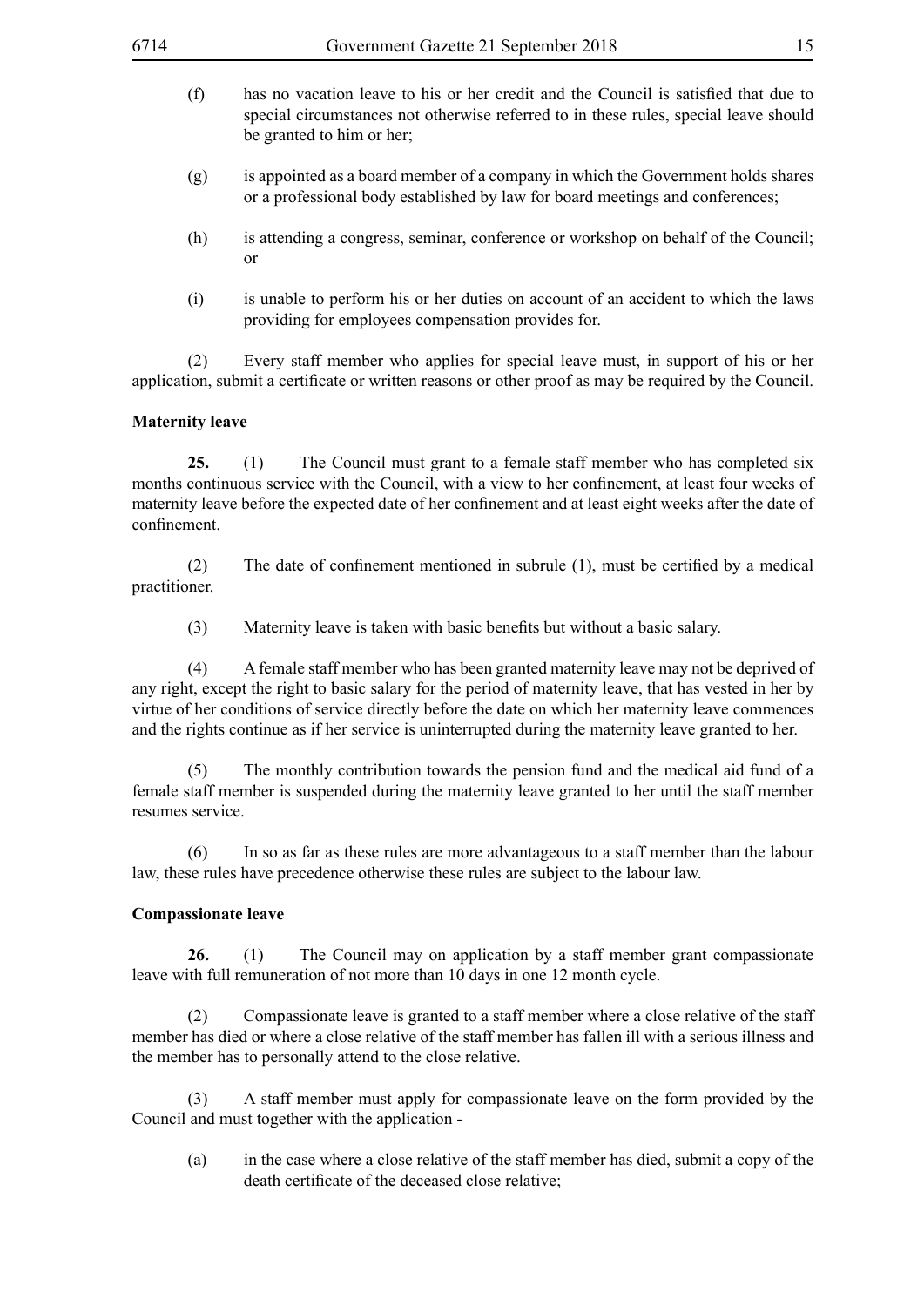(f) has no vacation leave to his or her credit and the Council is satisfied that due to special circumstances not otherwise referred to in these rules, special leave should be granted to him or her;

(g) is appointed as a board member of a company in which the Government holds shares or a professional body established by law for board meetings and conferences;

(h) is attending a congress, seminar, conference or workshop on behalf of the Council; or

(i) is unable to perform his or her duties on account of an accident to which the laws providing for employees compensation provides for.

(2) Every staff member who applies for special leave must, in support of his or her application, submit a certificate or written reasons or other proof as may be required by the Council.

**Maternity leave**

**25.** (1) The Council must grant to a female staff member who has completed six months continuous service with the Council, with a view to her confinement, at least four weeks of maternity leave before the expected date of her confinement and at least eight weeks after the date of confinement.

(2) The date of confinement mentioned in subrule (1), must be certified by a medical practitioner.

(3) Maternity leave is taken with basic benefits but without a basic salary.

(4) A female staff member who has been granted maternity leave may not be deprived of any right, except the right to basic salary for the period of maternity leave, that has vested in her by virtue of her conditions of service directly before the date on which her maternity leave commences and the rights continue as if her service is uninterrupted during the maternity leave granted to her.

(5) The monthly contribution towards the pension fund and the medical aid fund of a female staff member is suspended during the maternity leave granted to her until the staff member resumes service.

(6) In so as far as these rules are more advantageous to a staff member than the labour law, these rules have precedence otherwise these rules are subject to the labour law.

**Compassionate leave**

**26.** (1) The Council may on application by a staff member grant compassionate leave with full remuneration of not more than 10 days in one 12 month cycle.

(2) Compassionate leave is granted to a staff member where a close relative of the staff member has died or where a close relative of the staff member has fallen ill with a serious illness and the member has to personally attend to the close relative.

(3) A staff member must apply for compassionate leave on the form provided by the Council and must together with the application -

(a) in the case where a close relative of the staff member has died, submit a copy of the death certificate of the deceased close relative;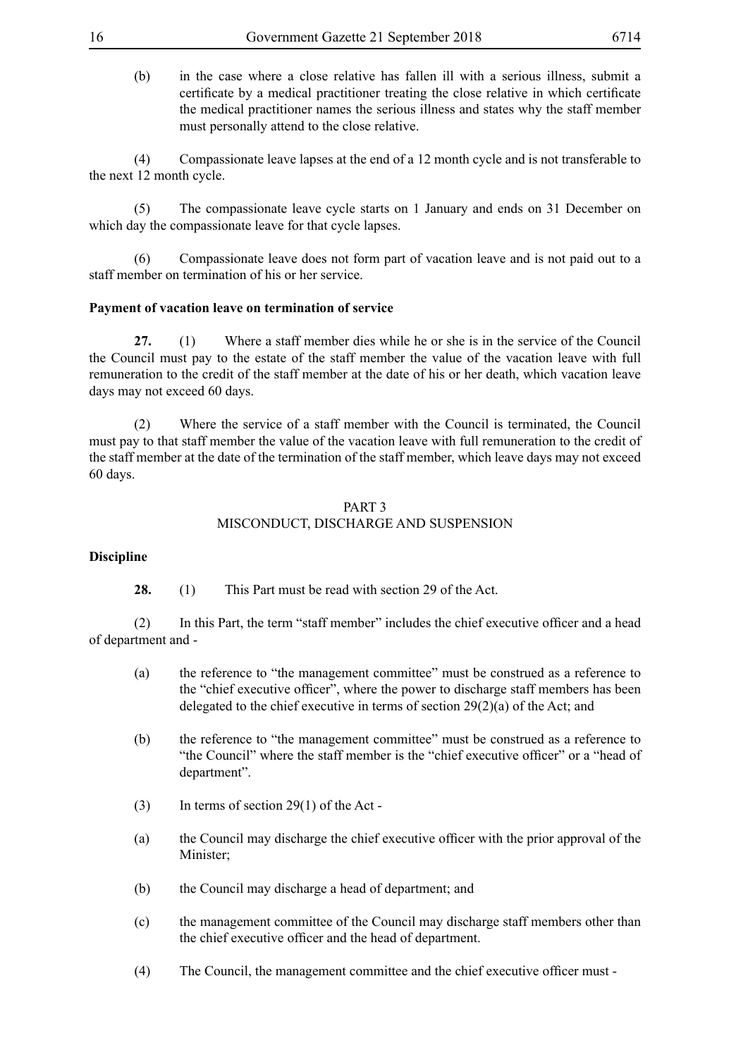(b) in the case where a close relative has fallen ill with a serious illness, submit a certificate by a medical practitioner treating the close relative in which certificate the medical practitioner names the serious illness and states why the staff member must personally attend to the close relative.

(4) Compassionate leave lapses at the end of a 12 month cycle and is not transferable to the next 12 month cycle.

(5) The compassionate leave cycle starts on 1 January and ends on 31 December on which day the compassionate leave for that cycle lapses.

(6) Compassionate leave does not form part of vacation leave and is not paid out to a staff member on termination of his or her service.

**Payment of vacation leave on termination of service**

**27.** (1) Where a staff member dies while he or she is in the service of the Council the Council must pay to the estate of the staff member the value of the vacation leave with full remuneration to the credit of the staff member at the date of his or her death, which vacation leave days may not exceed 60 days.

(2) Where the service of a staff member with the Council is terminated, the Council must pay to that staff member the value of the vacation leave with full remuneration to the credit of the staff member at the date of the termination of the staff member, which leave days may not exceed 60 days.

## PART 3
## MISCONDUCT, DISCHARGE AND SUSPENSION

**Discipline**

**28.** (1) This Part must be read with section 29 of the Act.

(2) In this Part, the term "staff member" includes the chief executive officer and a head of department and -

(a) the reference to "the management committee" must be construed as a reference to the "chief executive officer", where the power to discharge staff members has been delegated to the chief executive in terms of section 29(2)(a) of the Act; and

(b) the reference to "the management committee" must be construed as a reference to "the Council" where the staff member is the "chief executive officer" or a "head of department".

(3) In terms of section 29(1) of the Act -

(a) the Council may discharge the chief executive officer with the prior approval of the Minister;

(b) the Council may discharge a head of department; and

(c) the management committee of the Council may discharge staff members other than the chief executive officer and the head of department.

(4) The Council, the management committee and the chief executive officer must -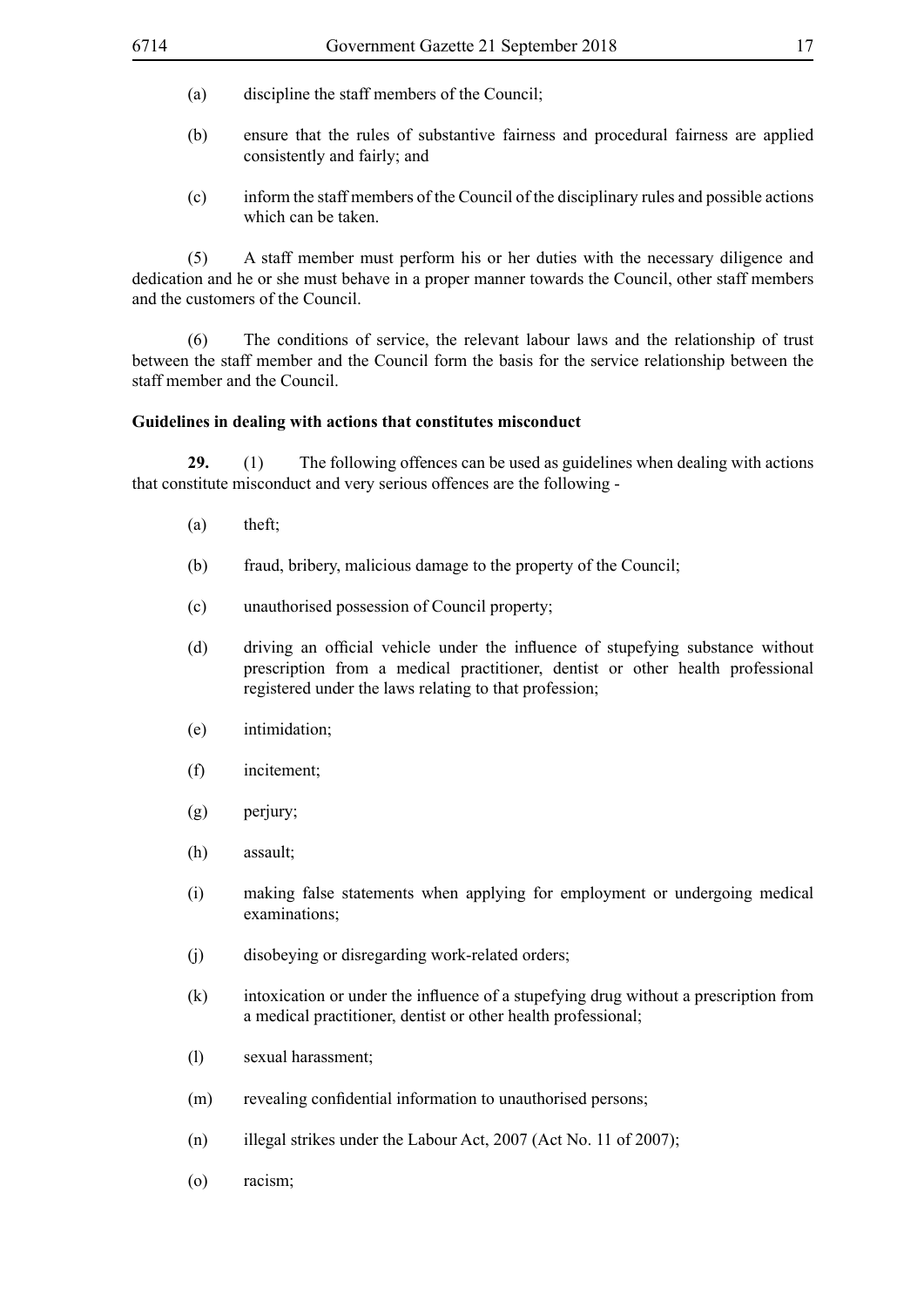(a) discipline the staff members of the Council;

(b) ensure that the rules of substantive fairness and procedural fairness are applied consistently and fairly; and

(c) inform the staff members of the Council of the disciplinary rules and possible actions which can be taken.

(5) A staff member must perform his or her duties with the necessary diligence and dedication and he or she must behave in a proper manner towards the Council, other staff members and the customers of the Council.

(6) The conditions of service, the relevant labour laws and the relationship of trust between the staff member and the Council form the basis for the service relationship between the staff member and the Council.

**Guidelines in dealing with actions that constitutes misconduct**

**29.** (1) The following offences can be used as guidelines when dealing with actions that constitute misconduct and very serious offences are the following -

(a) theft;

(b) fraud, bribery, malicious damage to the property of the Council;

(c) unauthorised possession of Council property;

(d) driving an official vehicle under the influence of stupefying substance without prescription from a medical practitioner, dentist or other health professional registered under the laws relating to that profession;

(e) intimidation;

(f) incitement;

(g) perjury;

(h) assault;

(i) making false statements when applying for employment or undergoing medical examinations;

(j) disobeying or disregarding work-related orders;

(k) intoxication or under the influence of a stupefying drug without a prescription from a medical practitioner, dentist or other health professional;

(l) sexual harassment;

(m) revealing confidential information to unauthorised persons;

(n) illegal strikes under the Labour Act, 2007 (Act No. 11 of 2007);

(o) racism;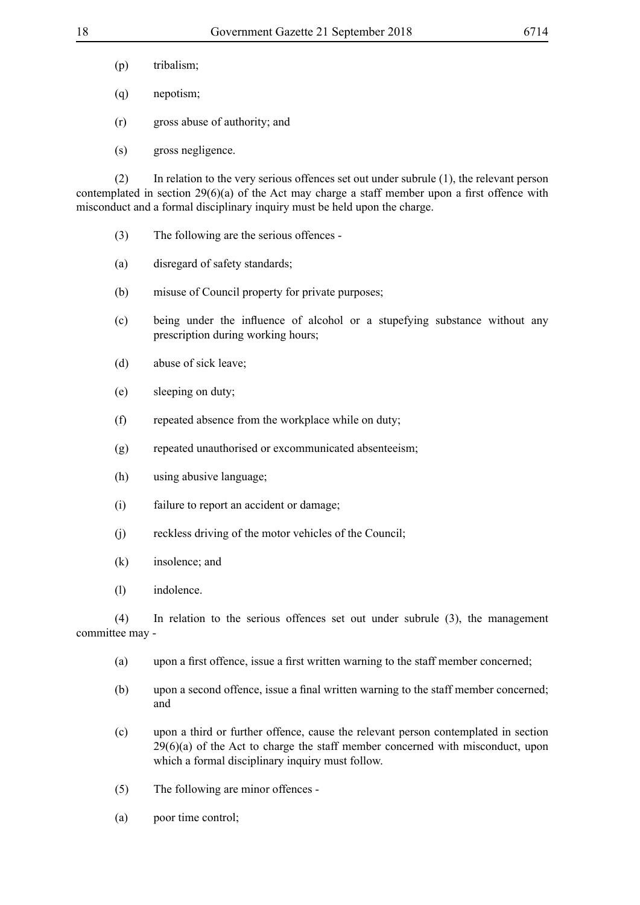(p) tribalism;

(q) nepotism;

(r) gross abuse of authority; and

(s) gross negligence.

(2) In relation to the very serious offences set out under subrule (1), the relevant person contemplated in section 29(6)(a) of the Act may charge a staff member upon a first offence with misconduct and a formal disciplinary inquiry must be held upon the charge.

(3) The following are the serious offences -

(a) disregard of safety standards;

(b) misuse of Council property for private purposes;

(c) being under the influence of alcohol or a stupefying substance without any prescription during working hours;

(d) abuse of sick leave;

(e) sleeping on duty;

(f) repeated absence from the workplace while on duty;

(g) repeated unauthorised or excommunicated absenteeism;

(h) using abusive language;

(i) failure to report an accident or damage;

(j) reckless driving of the motor vehicles of the Council;

(k) insolence; and

(l) indolence.

(4) In relation to the serious offences set out under subrule (3), the management committee may -

(a) upon a first offence, issue a first written warning to the staff member concerned;

(b) upon a second offence, issue a final written warning to the staff member concerned; and

(c) upon a third or further offence, cause the relevant person contemplated in section 29(6)(a) of the Act to charge the staff member concerned with misconduct, upon which a formal disciplinary inquiry must follow.

(5) The following are minor offences -

(a) poor time control;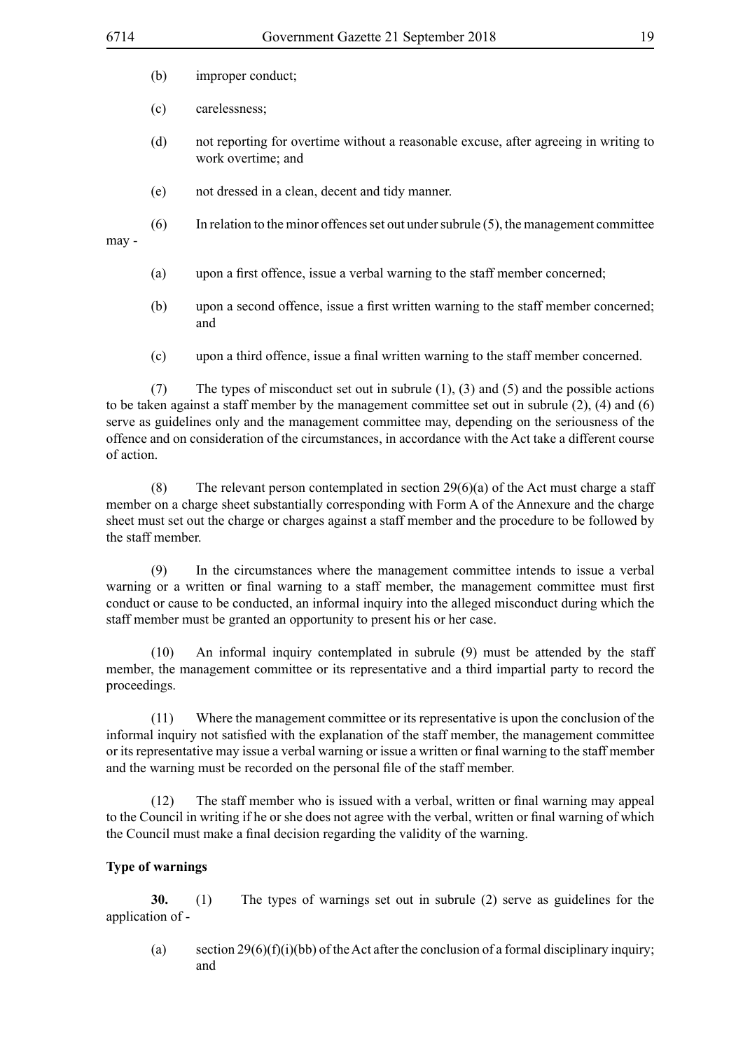(b) improper conduct;

(c) carelessness;

(d) not reporting for overtime without a reasonable excuse, after agreeing in writing to work overtime; and

(e) not dressed in a clean, decent and tidy manner.

(6) In relation to the minor offences set out under subrule (5), the management committee may -

(a) upon a first offence, issue a verbal warning to the staff member concerned;

(b) upon a second offence, issue a first written warning to the staff member concerned; and

(c) upon a third offence, issue a final written warning to the staff member concerned.

(7) The types of misconduct set out in subrule (1), (3) and (5) and the possible actions to be taken against a staff member by the management committee set out in subrule (2), (4) and (6) serve as guidelines only and the management committee may, depending on the seriousness of the offence and on consideration of the circumstances, in accordance with the Act take a different course of action.

(8) The relevant person contemplated in section 29(6)(a) of the Act must charge a staff member on a charge sheet substantially corresponding with Form A of the Annexure and the charge sheet must set out the charge or charges against a staff member and the procedure to be followed by the staff member.

(9) In the circumstances where the management committee intends to issue a verbal warning or a written or final warning to a staff member, the management committee must first conduct or cause to be conducted, an informal inquiry into the alleged misconduct during which the staff member must be granted an opportunity to present his or her case.

(10) An informal inquiry contemplated in subrule (9) must be attended by the staff member, the management committee or its representative and a third impartial party to record the proceedings.

(11) Where the management committee or its representative is upon the conclusion of the informal inquiry not satisfied with the explanation of the staff member, the management committee or its representative may issue a verbal warning or issue a written or final warning to the staff member and the warning must be recorded on the personal file of the staff member.

(12) The staff member who is issued with a verbal, written or final warning may appeal to the Council in writing if he or she does not agree with the verbal, written or final warning of which the Council must make a final decision regarding the validity of the warning.

**Type of warnings**

**30.** (1) The types of warnings set out in subrule (2) serve as guidelines for the application of -

(a) section 29(6)(f)(i)(bb) of the Act after the conclusion of a formal disciplinary inquiry; and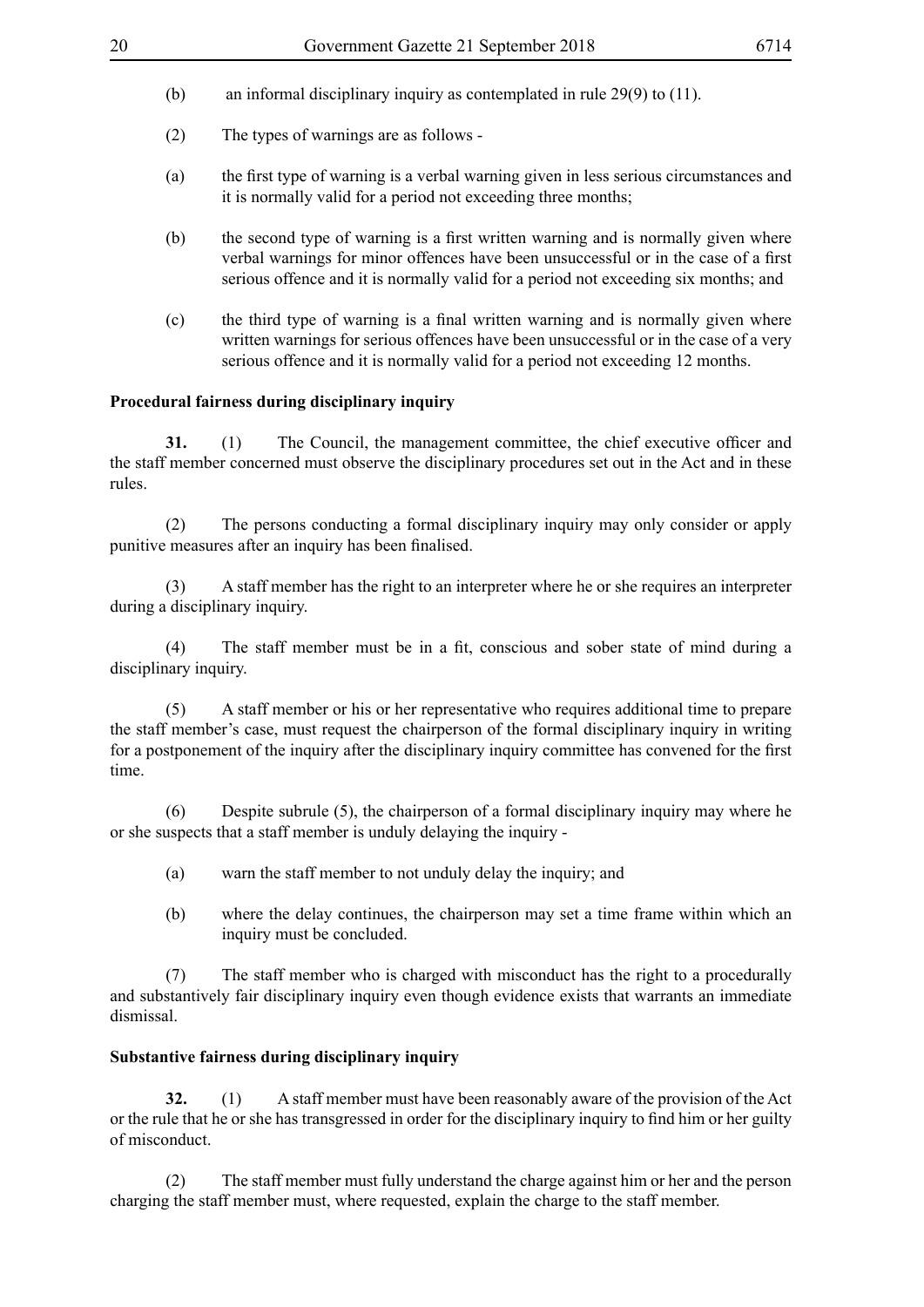(b) an informal disciplinary inquiry as contemplated in rule 29(9) to (11).

(2) The types of warnings are as follows -

(a) the first type of warning is a verbal warning given in less serious circumstances and it is normally valid for a period not exceeding three months;

(b) the second type of warning is a first written warning and is normally given where verbal warnings for minor offences have been unsuccessful or in the case of a first serious offence and it is normally valid for a period not exceeding six months; and

(c) the third type of warning is a final written warning and is normally given where written warnings for serious offences have been unsuccessful or in the case of a very serious offence and it is normally valid for a period not exceeding 12 months.

**Procedural fairness during disciplinary inquiry**

**31.** (1) The Council, the management committee, the chief executive officer and the staff member concerned must observe the disciplinary procedures set out in the Act and in these rules.

(2) The persons conducting a formal disciplinary inquiry may only consider or apply punitive measures after an inquiry has been finalised.

(3) A staff member has the right to an interpreter where he or she requires an interpreter during a disciplinary inquiry.

(4) The staff member must be in a fit, conscious and sober state of mind during a disciplinary inquiry.

(5) A staff member or his or her representative who requires additional time to prepare the staff member's case, must request the chairperson of the formal disciplinary inquiry in writing for a postponement of the inquiry after the disciplinary inquiry committee has convened for the first time.

(6) Despite subrule (5), the chairperson of a formal disciplinary inquiry may where he or she suspects that a staff member is unduly delaying the inquiry -

(a) warn the staff member to not unduly delay the inquiry; and

(b) where the delay continues, the chairperson may set a time frame within which an inquiry must be concluded.

(7) The staff member who is charged with misconduct has the right to a procedurally and substantively fair disciplinary inquiry even though evidence exists that warrants an immediate dismissal.

**Substantive fairness during disciplinary inquiry**

**32.** (1) A staff member must have been reasonably aware of the provision of the Act or the rule that he or she has transgressed in order for the disciplinary inquiry to find him or her guilty of misconduct.

(2) The staff member must fully understand the charge against him or her and the person charging the staff member must, where requested, explain the charge to the staff member.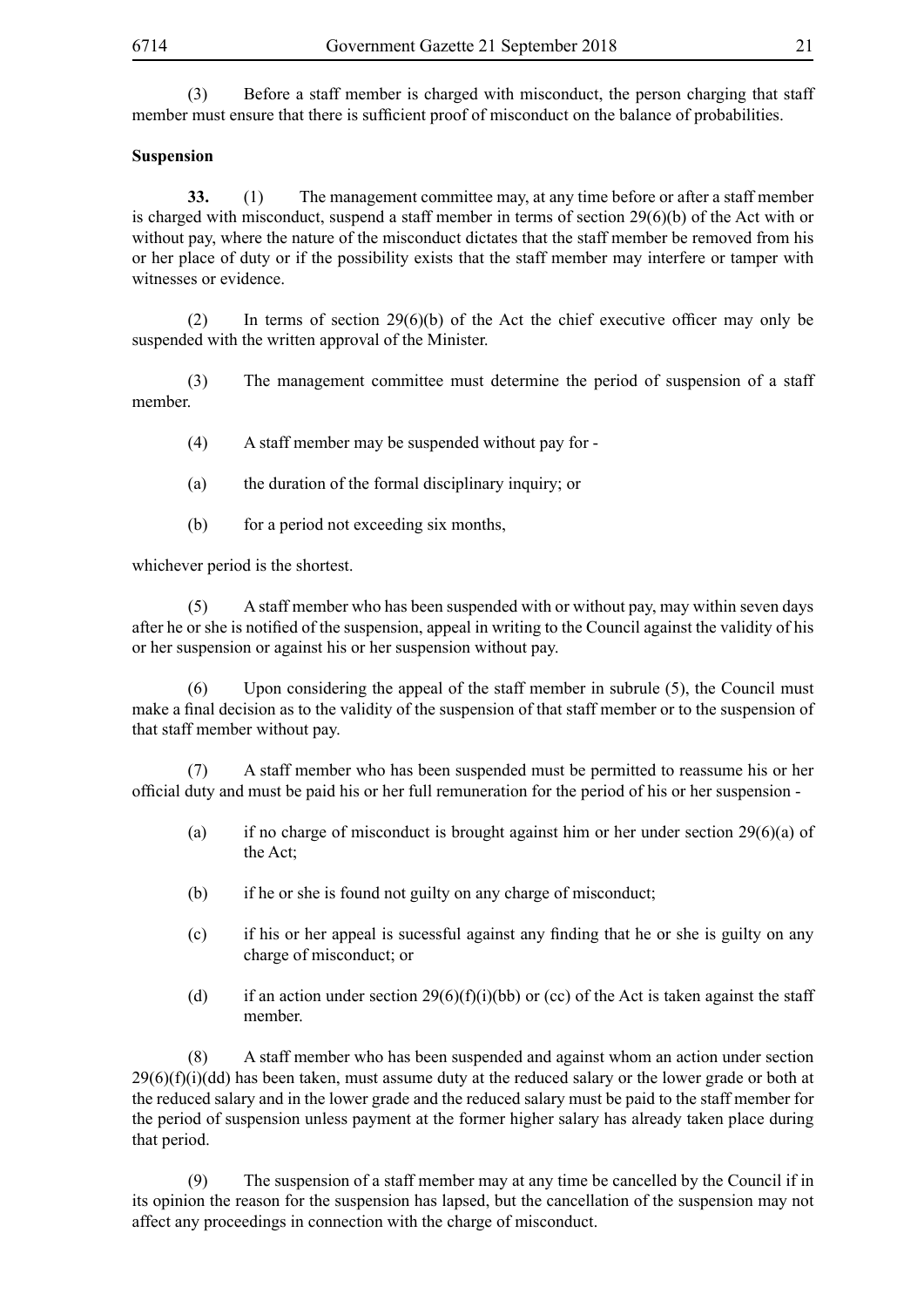(3) Before a staff member is charged with misconduct, the person charging that staff member must ensure that there is sufficient proof of misconduct on the balance of probabilities.

**Suspension**

**33.** (1) The management committee may, at any time before or after a staff member is charged with misconduct, suspend a staff member in terms of section 29(6)(b) of the Act with or without pay, where the nature of the misconduct dictates that the staff member be removed from his or her place of duty or if the possibility exists that the staff member may interfere or tamper with witnesses or evidence.

(2) In terms of section 29(6)(b) of the Act the chief executive officer may only be suspended with the written approval of the Minister.

(3) The management committee must determine the period of suspension of a staff member.

(4) A staff member may be suspended without pay for -

(a) the duration of the formal disciplinary inquiry; or

(b) for a period not exceeding six months,

whichever period is the shortest.

(5) A staff member who has been suspended with or without pay, may within seven days after he or she is notified of the suspension, appeal in writing to the Council against the validity of his or her suspension or against his or her suspension without pay.

(6) Upon considering the appeal of the staff member in subrule (5), the Council must make a final decision as to the validity of the suspension of that staff member or to the suspension of that staff member without pay.

(7) A staff member who has been suspended must be permitted to reassume his or her official duty and must be paid his or her full remuneration for the period of his or her suspension -

(a) if no charge of misconduct is brought against him or her under section 29(6)(a) of the Act;

(b) if he or she is found not guilty on any charge of misconduct;

(c) if his or her appeal is sucessful against any finding that he or she is guilty on any charge of misconduct; or

(d) if an action under section 29(6)(f)(i)(bb) or (cc) of the Act is taken against the staff member.

(8) A staff member who has been suspended and against whom an action under section 29(6)(f)(i)(dd) has been taken, must assume duty at the reduced salary or the lower grade or both at the reduced salary and in the lower grade and the reduced salary must be paid to the staff member for the period of suspension unless payment at the former higher salary has already taken place during that period.

(9) The suspension of a staff member may at any time be cancelled by the Council if in its opinion the reason for the suspension has lapsed, but the cancellation of the suspension may not affect any proceedings in connection with the charge of misconduct.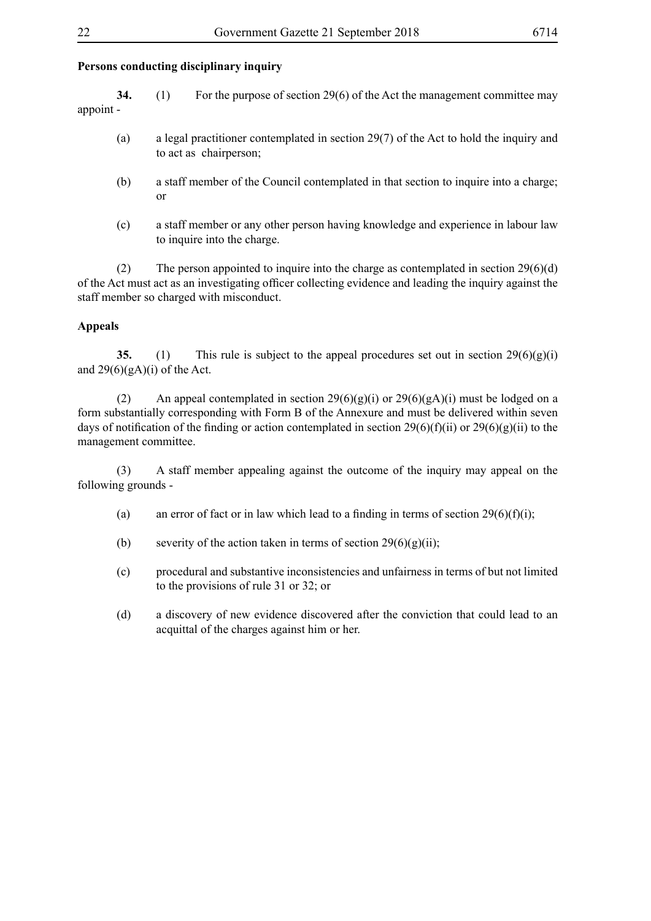**Persons conducting disciplinary inquiry**

**34.** (1) For the purpose of section 29(6) of the Act the management committee may appoint -

(a) a legal practitioner contemplated in section 29(7) of the Act to hold the inquiry and to act as chairperson;

(b) a staff member of the Council contemplated in that section to inquire into a charge; or

(c) a staff member or any other person having knowledge and experience in labour law to inquire into the charge.

(2) The person appointed to inquire into the charge as contemplated in section 29(6)(d) of the Act must act as an investigating officer collecting evidence and leading the inquiry against the staff member so charged with misconduct.

**Appeals**

**35.** (1) This rule is subject to the appeal procedures set out in section 29(6)(g)(i) and 29(6)(gA)(i) of the Act.

(2) An appeal contemplated in section 29(6)(g)(i) or 29(6)(gA)(i) must be lodged on a form substantially corresponding with Form B of the Annexure and must be delivered within seven days of notification of the finding or action contemplated in section 29(6)(f)(ii) or 29(6)(g)(ii) to the management committee.

(3) A staff member appealing against the outcome of the inquiry may appeal on the following grounds -

(a) an error of fact or in law which lead to a finding in terms of section 29(6)(f)(i);

(b) severity of the action taken in terms of section 29(6)(g)(ii);

(c) procedural and substantive inconsistencies and unfairness in terms of but not limited to the provisions of rule 31 or 32; or

(d) a discovery of new evidence discovered after the conviction that could lead to an acquittal of the charges against him or her.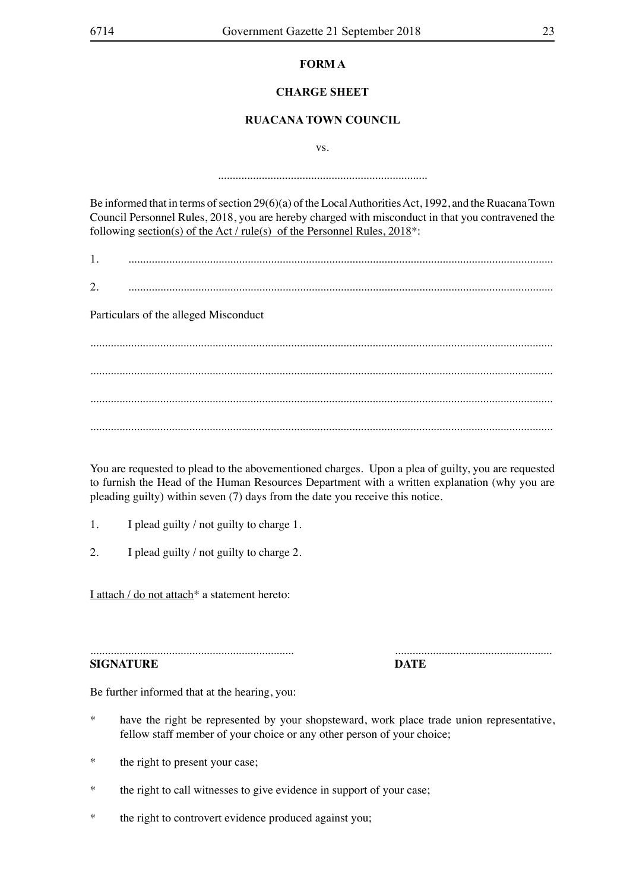**FORM A**

**CHARGE SHEET**

**RUACANA TOWN COUNCIL**

vs.

........................................................................

Be informed that in terms of section 29(6)(a) of the Local Authorities Act, 1992, and the Ruacana Town Council Personnel Rules, 2018, you are hereby charged with misconduct in that you contravened the following section(s) of the Act / rule(s) of the Personnel Rules, 2018*:

1. ..................................................................................................................................

2. ..................................................................................................................................

Particulars of the alleged Misconduct

..................................................................................................................................................

..................................................................................................................................................

..................................................................................................................................................

..................................................................................................................................................

You are requested to plead to the abovementioned charges. Upon a plea of guilty, you are requested to furnish the Head of the Human Resources Department with a written explanation (why you are pleading guilty) within seven (7) days from the date you receive this notice.

1. I plead guilty / not guilty to charge 1.

2. I plead guilty / not guilty to charge 2.

I attach / do not attach* a statement hereto:

...................................................................... ......................................................
**SIGNATURE** **DATE**

Be further informed that at the hearing, you:

* have the right be represented by your shopsteward, work place trade union representative, fellow staff member of your choice or any other person of your choice;

* the right to present your case;

* the right to call witnesses to give evidence in support of your case;

* the right to controvert evidence produced against you;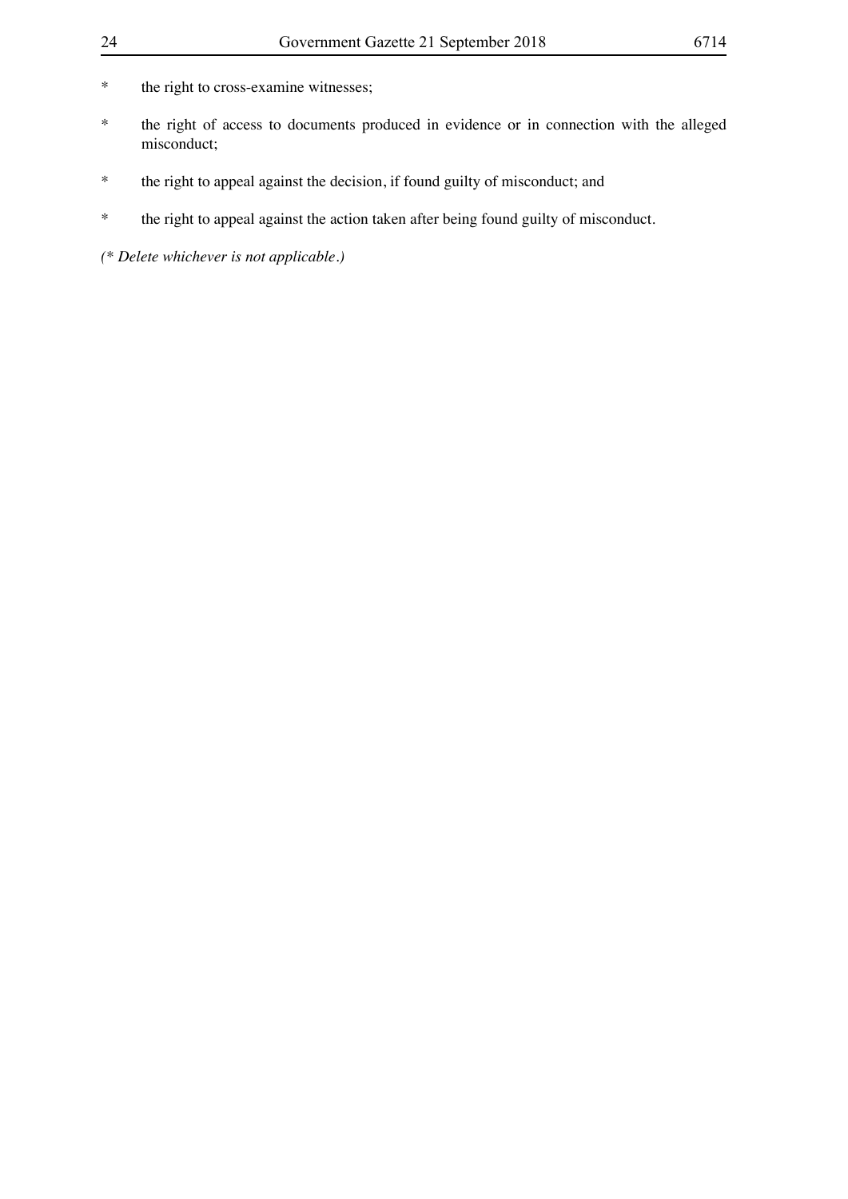\* the right to cross-examine witnesses;

\* the right of access to documents produced in evidence or in connection with the alleged misconduct;

\* the right to appeal against the decision, if found guilty of misconduct; and

\* the right to appeal against the action taken after being found guilty of misconduct.

*(\* Delete whichever is not applicable.)*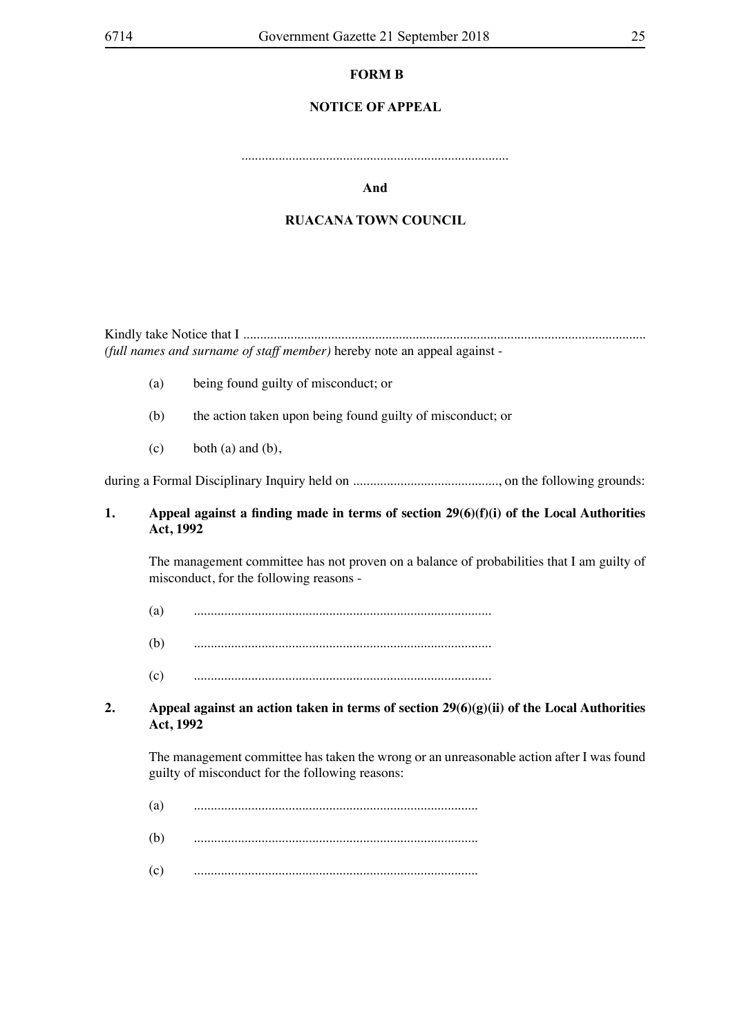**FORM B**

**NOTICE OF APPEAL**

..............................................................................

**And**

**RUACANA TOWN COUNCIL**

Kindly take Notice that I ...................................................................................................................... *(full names and surname of staff member)* hereby note an appeal against -

(a) being found guilty of misconduct; or

(b) the action taken upon being found guilty of misconduct; or

(c) both (a) and (b),

during a Formal Disciplinary Inquiry held on ..........................................., on the following grounds:

**1. Appeal against a finding made in terms of section 29(6)(f)(i) of the Local Authorities Act, 1992**

The management committee has not proven on a balance of probabilities that I am guilty of misconduct, for the following reasons -

(a) .......................................................................................

(b) .......................................................................................

(c) .......................................................................................

**2. Appeal against an action taken in terms of section 29(6)(g)(ii) of the Local Authorities Act, 1992**

The management committee has taken the wrong or an unreasonable action after I was found guilty of misconduct for the following reasons:

(a) ...................................................................................

(b) ...................................................................................

(c) ...................................................................................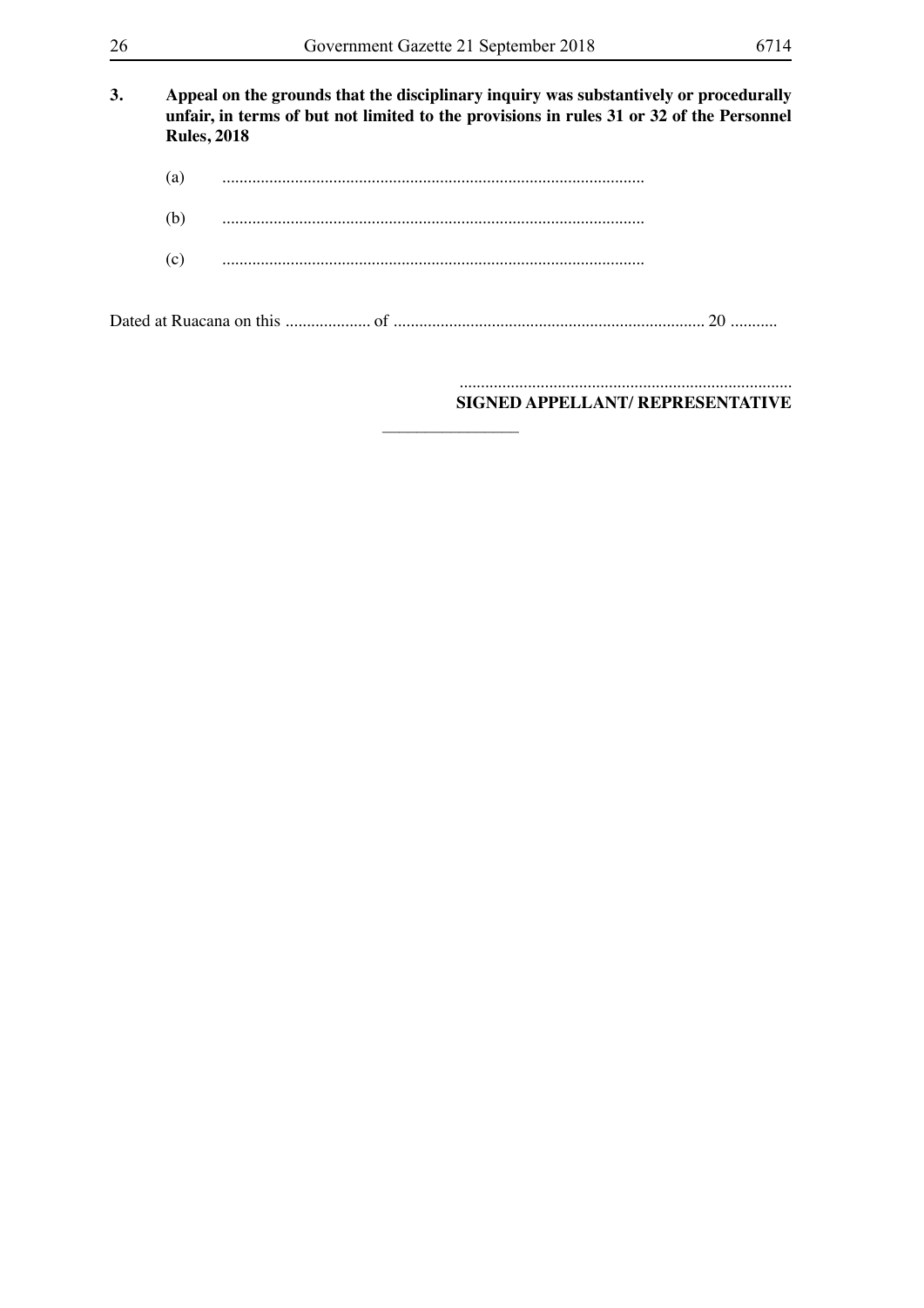**3. Appeal on the grounds that the disciplinary inquiry was substantively or procedurally unfair, in terms of but not limited to the provisions in rules 31 or 32 of the Personnel Rules, 2018**

(a) ..................................................................................................

(b) ..................................................................................................

(c) ..................................................................................................

Dated at Ruacana on this .................... of ......................................................................... 20 ...........

..............................................................................

**SIGNED APPELLANT/ REPRESENTATIVE**

________________